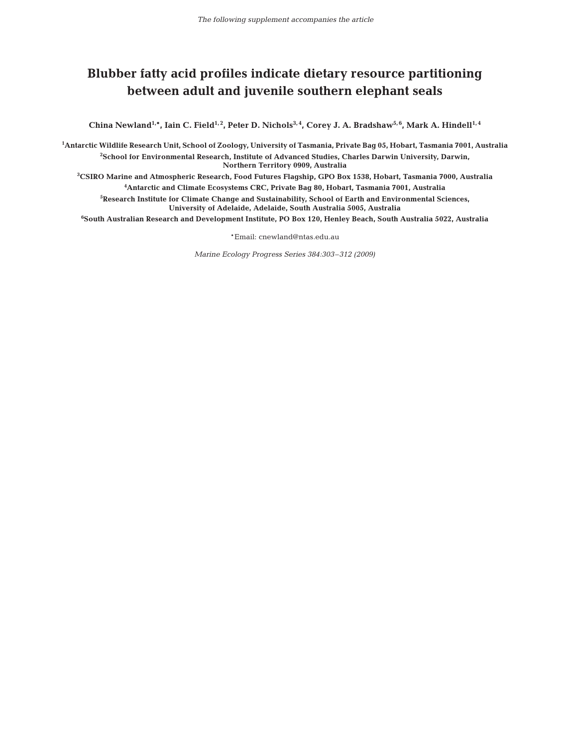*The following supplement accompanies the article*

# Blubber fatty acid profiles indicate dietary resource partitioning between adult and juvenile southern elephant seals

**China Newland[1,*], Iain C. Field[1,2], Peter D. Nichols[3,4], Corey J. A. Bradshaw[5,6], Mark A. Hindell[1,4]**

[1]**Antarctic Wildlife Research Unit, School of Zoology, University of Tasmania, Private Bag 05, Hobart, Tasmania 7001, Australia**

[2]**School for Environmental Research, Institute of Advanced Studies, Charles Darwin University, Darwin, Northern Territory 0909, Australia**

[3]**CSIRO Marine and Atmospheric Research, Food Futures Flagship, GPO Box 1538, Hobart, Tasmania 7000, Australia**

[4]**Antarctic and Climate Ecosystems CRC, Private Bag 80, Hobart, Tasmania 7001, Australia**

[5]**Research Institute for Climate Change and Sustainability, School of Earth and Environmental Sciences, University of Adelaide, Adelaide, South Australia 5005, Australia**

[6]**South Australian Research and Development Institute, PO Box 120, Henley Beach, South Australia 5022, Australia**

*Email: cnewland@ntas.edu.au

*Marine Ecology Progress Series 384:303–312 (2009)*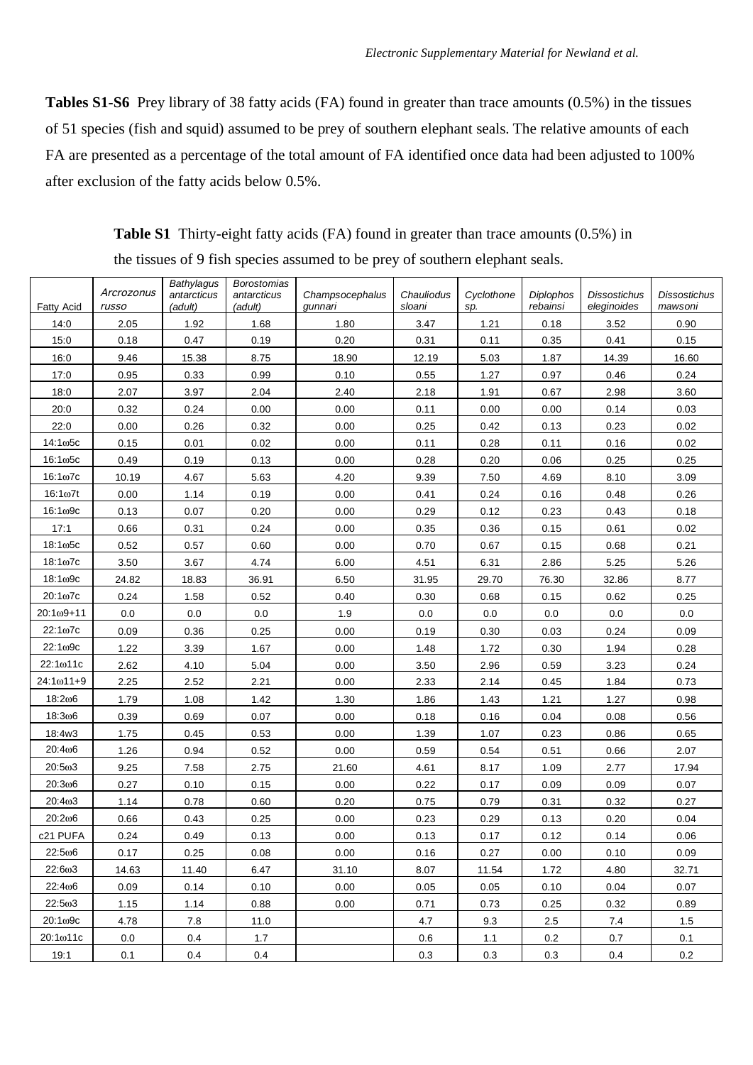**Tables S1-S6** Prey library of 38 fatty acids (FA) found in greater than trace amounts (0.5%) in the tissues of 51 species (fish and squid) assumed to be prey of southern elephant seals. The relative amounts of each FA are presented as a percentage of the total amount of FA identified once data had been adjusted to 100% after exclusion of the fatty acids below 0.5%.

**Table S1** Thirty-eight fatty acids (FA) found in greater than trace amounts (0.5%) in the tissues of 9 fish species assumed to be prey of southern elephant seals.

| Fatty Acid | *Arcrozonus russo* | *Bathylagus antarcticus (adult)* | *Borostomias antarcticus (adult)* | *Champsocephalus gunnari* | *Chauliodus sloani* | *Cyclothone sp.* | *Diplophos rebainsi* | *Dissostichus eleginoides* | *Dissostichus mawsoni* |
|---|---|---|---|---|---|---|---|---|---|
| 14:0 | 2.05 | 1.92 | 1.68 | 1.80 | 3.47 | 1.21 | 0.18 | 3.52 | 0.90 |
| 15:0 | 0.18 | 0.47 | 0.19 | 0.20 | 0.31 | 0.11 | 0.35 | 0.41 | 0.15 |
| 16:0 | 9.46 | 15.38 | 8.75 | 18.90 | 12.19 | 5.03 | 1.87 | 14.39 | 16.60 |
| 17:0 | 0.95 | 0.33 | 0.99 | 0.10 | 0.55 | 1.27 | 0.97 | 0.46 | 0.24 |
| 18:0 | 2.07 | 3.97 | 2.04 | 2.40 | 2.18 | 1.91 | 0.67 | 2.98 | 3.60 |
| 20:0 | 0.32 | 0.24 | 0.00 | 0.00 | 0.11 | 0.00 | 0.00 | 0.14 | 0.03 |
| 22:0 | 0.00 | 0.26 | 0.32 | 0.00 | 0.25 | 0.42 | 0.13 | 0.23 | 0.02 |
| 14:1ω5c | 0.15 | 0.01 | 0.02 | 0.00 | 0.11 | 0.28 | 0.11 | 0.16 | 0.02 |
| 16:1ω5c | 0.49 | 0.19 | 0.13 | 0.00 | 0.28 | 0.20 | 0.06 | 0.25 | 0.25 |
| 16:1ω7c | 10.19 | 4.67 | 5.63 | 4.20 | 9.39 | 7.50 | 4.69 | 8.10 | 3.09 |
| 16:1ω7t | 0.00 | 1.14 | 0.19 | 0.00 | 0.41 | 0.24 | 0.16 | 0.48 | 0.26 |
| 16:1ω9c | 0.13 | 0.07 | 0.20 | 0.00 | 0.29 | 0.12 | 0.23 | 0.43 | 0.18 |
| 17:1 | 0.66 | 0.31 | 0.24 | 0.00 | 0.35 | 0.36 | 0.15 | 0.61 | 0.02 |
| 18:1ω5c | 0.52 | 0.57 | 0.60 | 0.00 | 0.70 | 0.67 | 0.15 | 0.68 | 0.21 |
| 18:1ω7c | 3.50 | 3.67 | 4.74 | 6.00 | 4.51 | 6.31 | 2.86 | 5.25 | 5.26 |
| 18:1ω9c | 24.82 | 18.83 | 36.91 | 6.50 | 31.95 | 29.70 | 76.30 | 32.86 | 8.77 |
| 20:1ω7c | 0.24 | 1.58 | 0.52 | 0.40 | 0.30 | 0.68 | 0.15 | 0.62 | 0.25 |
| 20:1ω9+11 | 0.0 | 0.0 | 0.0 | 1.9 | 0.0 | 0.0 | 0.0 | 0.0 | 0.0 |
| 22:1ω7c | 0.09 | 0.36 | 0.25 | 0.00 | 0.19 | 0.30 | 0.03 | 0.24 | 0.09 |
| 22:1ω9c | 1.22 | 3.39 | 1.67 | 0.00 | 1.48 | 1.72 | 0.30 | 1.94 | 0.28 |
| 22:1ω11c | 2.62 | 4.10 | 5.04 | 0.00 | 3.50 | 2.96 | 0.59 | 3.23 | 0.24 |
| 24:1ω11+9 | 2.25 | 2.52 | 2.21 | 0.00 | 2.33 | 2.14 | 0.45 | 1.84 | 0.73 |
| 18:2ω6 | 1.79 | 1.08 | 1.42 | 1.30 | 1.86 | 1.43 | 1.21 | 1.27 | 0.98 |
| 18:3ω6 | 0.39 | 0.69 | 0.07 | 0.00 | 0.18 | 0.16 | 0.04 | 0.08 | 0.56 |
| 18:4w3 | 1.75 | 0.45 | 0.53 | 0.00 | 1.39 | 1.07 | 0.23 | 0.86 | 0.65 |
| 20:4ω6 | 1.26 | 0.94 | 0.52 | 0.00 | 0.59 | 0.54 | 0.51 | 0.66 | 2.07 |
| 20:5ω3 | 9.25 | 7.58 | 2.75 | 21.60 | 4.61 | 8.17 | 1.09 | 2.77 | 17.94 |
| 20:3ω6 | 0.27 | 0.10 | 0.15 | 0.00 | 0.22 | 0.17 | 0.09 | 0.09 | 0.07 |
| 20:4ω3 | 1.14 | 0.78 | 0.60 | 0.20 | 0.75 | 0.79 | 0.31 | 0.32 | 0.27 |
| 20:2ω6 | 0.66 | 0.43 | 0.25 | 0.00 | 0.23 | 0.29 | 0.13 | 0.20 | 0.04 |
| c21 PUFA | 0.24 | 0.49 | 0.13 | 0.00 | 0.13 | 0.17 | 0.12 | 0.14 | 0.06 |
| 22:5ω6 | 0.17 | 0.25 | 0.08 | 0.00 | 0.16 | 0.27 | 0.00 | 0.10 | 0.09 |
| 22:6ω3 | 14.63 | 11.40 | 6.47 | 31.10 | 8.07 | 11.54 | 1.72 | 4.80 | 32.71 |
| 22:4ω6 | 0.09 | 0.14 | 0.10 | 0.00 | 0.05 | 0.05 | 0.10 | 0.04 | 0.07 |
| 22:5ω3 | 1.15 | 1.14 | 0.88 | 0.00 | 0.71 | 0.73 | 0.25 | 0.32 | 0.89 |
| 20:1ω9c | 4.78 | 7.8 | 11.0 | | 4.7 | 9.3 | 2.5 | 7.4 | 1.5 |
| 20:1ω11c | 0.0 | 0.4 | 1.7 | | 0.6 | 1.1 | 0.2 | 0.7 | 0.1 |
| 19:1 | 0.1 | 0.4 | 0.4 | | 0.3 | 0.3 | 0.3 | 0.4 | 0.2 |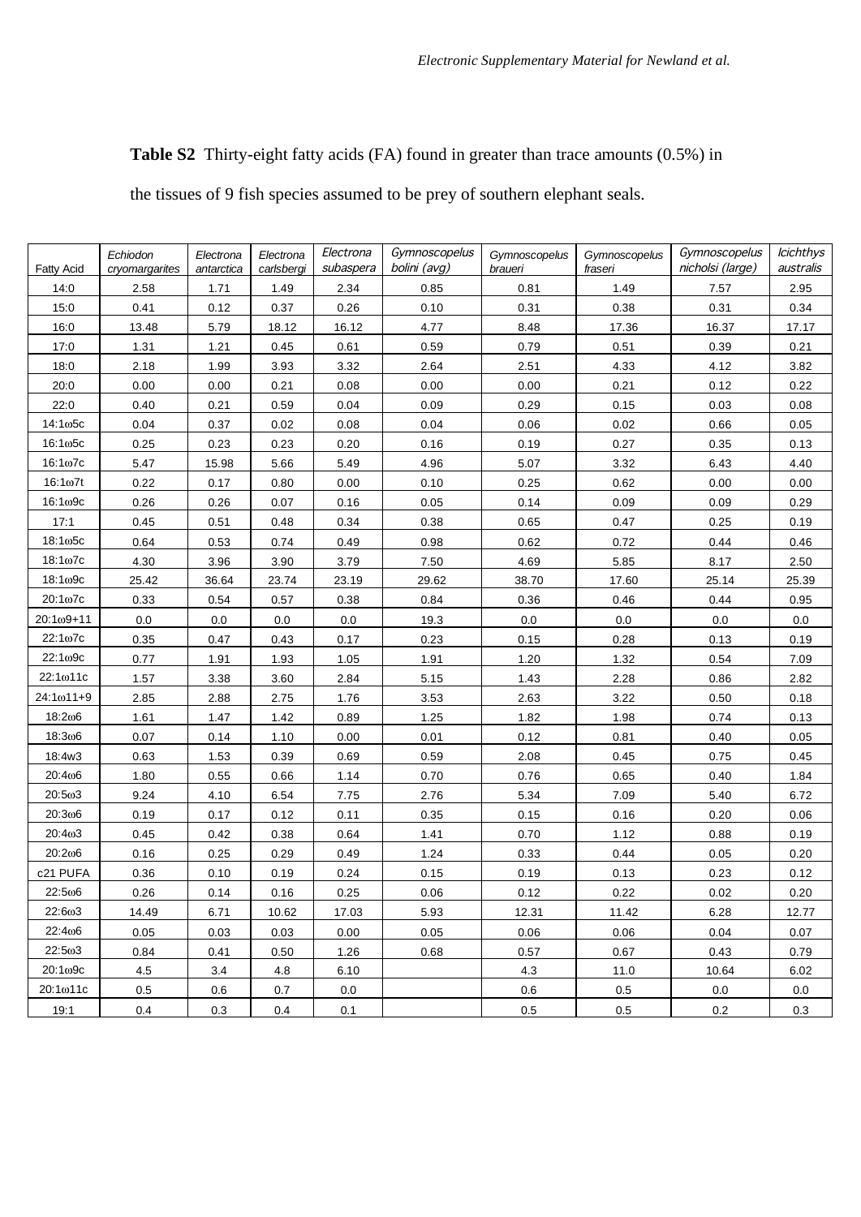**Table S2** Thirty-eight fatty acids (FA) found in greater than trace amounts (0.5%) in the tissues of 9 fish species assumed to be prey of southern elephant seals.

| Fatty Acid | *Echiodon cryomargarites* | *Electrona antarctica* | *Electrona carlsbergi* | *Electrona subaspera* | *Gymnoscopelus bolini (avg)* | *Gymnoscopelus braueri* | *Gymnoscopelus fraseri* | *Gymnoscopelus nicholsi (large)* | *Icichthys australis* |
|---|---|---|---|---|---|---|---|---|---|
| 14:0 | 2.58 | 1.71 | 1.49 | 2.34 | 0.85 | 0.81 | 1.49 | 7.57 | 2.95 |
| 15:0 | 0.41 | 0.12 | 0.37 | 0.26 | 0.10 | 0.31 | 0.38 | 0.31 | 0.34 |
| 16:0 | 13.48 | 5.79 | 18.12 | 16.12 | 4.77 | 8.48 | 17.36 | 16.37 | 17.17 |
| 17:0 | 1.31 | 1.21 | 0.45 | 0.61 | 0.59 | 0.79 | 0.51 | 0.39 | 0.21 |
| 18:0 | 2.18 | 1.99 | 3.93 | 3.32 | 2.64 | 2.51 | 4.33 | 4.12 | 3.82 |
| 20:0 | 0.00 | 0.00 | 0.21 | 0.08 | 0.00 | 0.00 | 0.21 | 0.12 | 0.22 |
| 22:0 | 0.40 | 0.21 | 0.59 | 0.04 | 0.09 | 0.29 | 0.15 | 0.03 | 0.08 |
| 14:1ω5c | 0.04 | 0.37 | 0.02 | 0.08 | 0.04 | 0.06 | 0.02 | 0.66 | 0.05 |
| 16:1ω5c | 0.25 | 0.23 | 0.23 | 0.20 | 0.16 | 0.19 | 0.27 | 0.35 | 0.13 |
| 16:1ω7c | 5.47 | 15.98 | 5.66 | 5.49 | 4.96 | 5.07 | 3.32 | 6.43 | 4.40 |
| 16:1ω7t | 0.22 | 0.17 | 0.80 | 0.00 | 0.10 | 0.25 | 0.62 | 0.00 | 0.00 |
| 16:1ω9c | 0.26 | 0.26 | 0.07 | 0.16 | 0.05 | 0.14 | 0.09 | 0.09 | 0.29 |
| 17:1 | 0.45 | 0.51 | 0.48 | 0.34 | 0.38 | 0.65 | 0.47 | 0.25 | 0.19 |
| 18:1ω5c | 0.64 | 0.53 | 0.74 | 0.49 | 0.98 | 0.62 | 0.72 | 0.44 | 0.46 |
| 18:1ω7c | 4.30 | 3.96 | 3.90 | 3.79 | 7.50 | 4.69 | 5.85 | 8.17 | 2.50 |
| 18:1ω9c | 25.42 | 36.64 | 23.74 | 23.19 | 29.62 | 38.70 | 17.60 | 25.14 | 25.39 |
| 20:1ω7c | 0.33 | 0.54 | 0.57 | 0.38 | 0.84 | 0.36 | 0.46 | 0.44 | 0.95 |
| 20:1ω9+11 | 0.0 | 0.0 | 0.0 | 0.0 | 19.3 | 0.0 | 0.0 | 0.0 | 0.0 |
| 22:1ω7c | 0.35 | 0.47 | 0.43 | 0.17 | 0.23 | 0.15 | 0.28 | 0.13 | 0.19 |
| 22:1ω9c | 0.77 | 1.91 | 1.93 | 1.05 | 1.91 | 1.20 | 1.32 | 0.54 | 7.09 |
| 22:1ω11c | 1.57 | 3.38 | 3.60 | 2.84 | 5.15 | 1.43 | 2.28 | 0.86 | 2.82 |
| 24:1ω11+9 | 2.85 | 2.88 | 2.75 | 1.76 | 3.53 | 2.63 | 3.22 | 0.50 | 0.18 |
| 18:2ω6 | 1.61 | 1.47 | 1.42 | 0.89 | 1.25 | 1.82 | 1.98 | 0.74 | 0.13 |
| 18:3ω6 | 0.07 | 0.14 | 1.10 | 0.00 | 0.01 | 0.12 | 0.81 | 0.40 | 0.05 |
| 18:4w3 | 0.63 | 1.53 | 0.39 | 0.69 | 0.59 | 2.08 | 0.45 | 0.75 | 0.45 |
| 20:4ω6 | 1.80 | 0.55 | 0.66 | 1.14 | 0.70 | 0.76 | 0.65 | 0.40 | 1.84 |
| 20:5ω3 | 9.24 | 4.10 | 6.54 | 7.75 | 2.76 | 5.34 | 7.09 | 5.40 | 6.72 |
| 20:3ω6 | 0.19 | 0.17 | 0.12 | 0.11 | 0.35 | 0.15 | 0.16 | 0.20 | 0.06 |
| 20:4ω3 | 0.45 | 0.42 | 0.38 | 0.64 | 1.41 | 0.70 | 1.12 | 0.88 | 0.19 |
| 20:2ω6 | 0.16 | 0.25 | 0.29 | 0.49 | 1.24 | 0.33 | 0.44 | 0.05 | 0.20 |
| c21 PUFA | 0.36 | 0.10 | 0.19 | 0.24 | 0.15 | 0.19 | 0.13 | 0.23 | 0.12 |
| 22:5ω6 | 0.26 | 0.14 | 0.16 | 0.25 | 0.06 | 0.12 | 0.22 | 0.02 | 0.20 |
| 22:6ω3 | 14.49 | 6.71 | 10.62 | 17.03 | 5.93 | 12.31 | 11.42 | 6.28 | 12.77 |
| 22:4ω6 | 0.05 | 0.03 | 0.03 | 0.00 | 0.05 | 0.06 | 0.06 | 0.04 | 0.07 |
| 22:5ω3 | 0.84 | 0.41 | 0.50 | 1.26 | 0.68 | 0.57 | 0.67 | 0.43 | 0.79 |
| 20:1ω9c | 4.5 | 3.4 | 4.8 | 6.10 | | 4.3 | 11.0 | 10.64 | 6.02 |
| 20:1ω11c | 0.5 | 0.6 | 0.7 | 0.0 | | 0.6 | 0.5 | 0.0 | 0.0 |
| 19:1 | 0.4 | 0.3 | 0.4 | 0.1 | | 0.5 | 0.5 | 0.2 | 0.3 |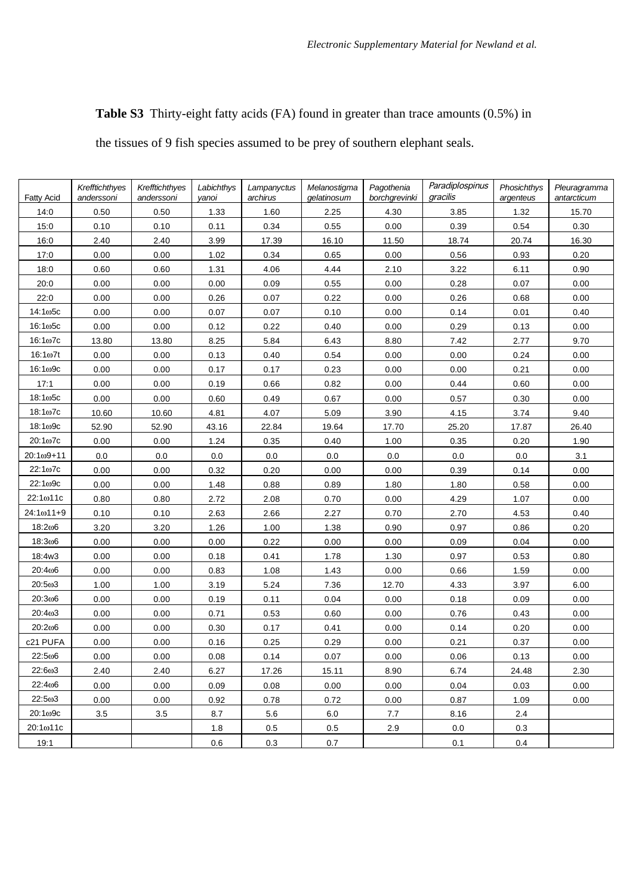**Table S3** Thirty-eight fatty acids (FA) found in greater than trace amounts (0.5%) in the tissues of 9 fish species assumed to be prey of southern elephant seals.

| Fatty Acid | *Krefftichthyes anderssoni* | *Krefftichthyes anderssoni* | *Labichthys yanoi* | *Lampanyctus archirus* | *Melanostigma gelatinosum* | *Pagothenia borchgrevinki* | *Paradiplospinus gracilis* | *Phosichthys argenteus* | *Pleuragramma antarcticum* |
|---|---|---|---|---|---|---|---|---|---|
| 14:0 | 0.50 | 0.50 | 1.33 | 1.60 | 2.25 | 4.30 | 3.85 | 1.32 | 15.70 |
| 15:0 | 0.10 | 0.10 | 0.11 | 0.34 | 0.55 | 0.00 | 0.39 | 0.54 | 0.30 |
| 16:0 | 2.40 | 2.40 | 3.99 | 17.39 | 16.10 | 11.50 | 18.74 | 20.74 | 16.30 |
| 17:0 | 0.00 | 0.00 | 1.02 | 0.34 | 0.65 | 0.00 | 0.56 | 0.93 | 0.20 |
| 18:0 | 0.60 | 0.60 | 1.31 | 4.06 | 4.44 | 2.10 | 3.22 | 6.11 | 0.90 |
| 20:0 | 0.00 | 0.00 | 0.00 | 0.09 | 0.55 | 0.00 | 0.28 | 0.07 | 0.00 |
| 22:0 | 0.00 | 0.00 | 0.26 | 0.07 | 0.22 | 0.00 | 0.26 | 0.68 | 0.00 |
| 14:1ω5c | 0.00 | 0.00 | 0.07 | 0.07 | 0.10 | 0.00 | 0.14 | 0.01 | 0.40 |
| 16:1ω5c | 0.00 | 0.00 | 0.12 | 0.22 | 0.40 | 0.00 | 0.29 | 0.13 | 0.00 |
| 16:1ω7c | 13.80 | 13.80 | 8.25 | 5.84 | 6.43 | 8.80 | 7.42 | 2.77 | 9.70 |
| 16:1ω7t | 0.00 | 0.00 | 0.13 | 0.40 | 0.54 | 0.00 | 0.00 | 0.24 | 0.00 |
| 16:1ω9c | 0.00 | 0.00 | 0.17 | 0.17 | 0.23 | 0.00 | 0.00 | 0.21 | 0.00 |
| 17:1 | 0.00 | 0.00 | 0.19 | 0.66 | 0.82 | 0.00 | 0.44 | 0.60 | 0.00 |
| 18:1ω5c | 0.00 | 0.00 | 0.60 | 0.49 | 0.67 | 0.00 | 0.57 | 0.30 | 0.00 |
| 18:1ω7c | 10.60 | 10.60 | 4.81 | 4.07 | 5.09 | 3.90 | 4.15 | 3.74 | 9.40 |
| 18:1ω9c | 52.90 | 52.90 | 43.16 | 22.84 | 19.64 | 17.70 | 25.20 | 17.87 | 26.40 |
| 20:1ω7c | 0.00 | 0.00 | 1.24 | 0.35 | 0.40 | 1.00 | 0.35 | 0.20 | 1.90 |
| 20:1ω9+11 | 0.0 | 0.0 | 0.0 | 0.0 | 0.0 | 0.0 | 0.0 | 0.0 | 3.1 |
| 22:1ω7c | 0.00 | 0.00 | 0.32 | 0.20 | 0.00 | 0.00 | 0.39 | 0.14 | 0.00 |
| 22:1ω9c | 0.00 | 0.00 | 1.48 | 0.88 | 0.89 | 1.80 | 1.80 | 0.58 | 0.00 |
| 22:1ω11c | 0.80 | 0.80 | 2.72 | 2.08 | 0.70 | 0.00 | 4.29 | 1.07 | 0.00 |
| 24:1ω11+9 | 0.10 | 0.10 | 2.63 | 2.66 | 2.27 | 0.70 | 2.70 | 4.53 | 0.40 |
| 18:2ω6 | 3.20 | 3.20 | 1.26 | 1.00 | 1.38 | 0.90 | 0.97 | 0.86 | 0.20 |
| 18:3ω6 | 0.00 | 0.00 | 0.00 | 0.22 | 0.00 | 0.00 | 0.09 | 0.04 | 0.00 |
| 18:4w3 | 0.00 | 0.00 | 0.18 | 0.41 | 1.78 | 1.30 | 0.97 | 0.53 | 0.80 |
| 20:4ω6 | 0.00 | 0.00 | 0.83 | 1.08 | 1.43 | 0.00 | 0.66 | 1.59 | 0.00 |
| 20:5ω3 | 1.00 | 1.00 | 3.19 | 5.24 | 7.36 | 12.70 | 4.33 | 3.97 | 6.00 |
| 20:3ω6 | 0.00 | 0.00 | 0.19 | 0.11 | 0.04 | 0.00 | 0.18 | 0.09 | 0.00 |
| 20:4ω3 | 0.00 | 0.00 | 0.71 | 0.53 | 0.60 | 0.00 | 0.76 | 0.43 | 0.00 |
| 20:2ω6 | 0.00 | 0.00 | 0.30 | 0.17 | 0.41 | 0.00 | 0.14 | 0.20 | 0.00 |
| c21 PUFA | 0.00 | 0.00 | 0.16 | 0.25 | 0.29 | 0.00 | 0.21 | 0.37 | 0.00 |
| 22:5ω6 | 0.00 | 0.00 | 0.08 | 0.14 | 0.07 | 0.00 | 0.06 | 0.13 | 0.00 |
| 22:6ω3 | 2.40 | 2.40 | 6.27 | 17.26 | 15.11 | 8.90 | 6.74 | 24.48 | 2.30 |
| 22:4ω6 | 0.00 | 0.00 | 0.09 | 0.08 | 0.00 | 0.00 | 0.04 | 0.03 | 0.00 |
| 22:5ω3 | 0.00 | 0.00 | 0.92 | 0.78 | 0.72 | 0.00 | 0.87 | 1.09 | 0.00 |
| 20:1ω9c | 3.5 | 3.5 | 8.7 | 5.6 | 6.0 | 7.7 | 8.16 | 2.4 | |
| 20:1ω11c | | | 1.8 | 0.5 | 0.5 | 2.9 | 0.0 | 0.3 | |
| 19:1 | | | 0.6 | 0.3 | 0.7 | | 0.1 | 0.4 | |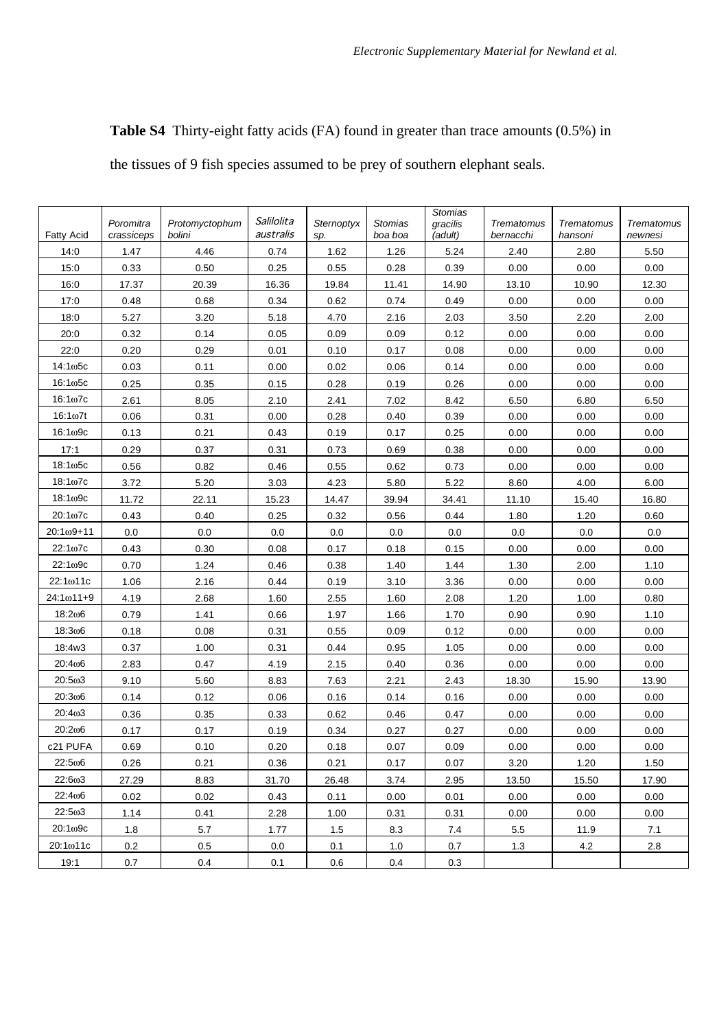**Table S4** Thirty-eight fatty acids (FA) found in greater than trace amounts (0.5%) in the tissues of 9 fish species assumed to be prey of southern elephant seals.

| Fatty Acid | *Poromitra crassiceps* | *Protomyctophum bolini* | *Salilolita australis* | *Sternoptyx sp.* | *Stomias boa boa* | *Stomias gracilis (adult)* | *Trematomus bernacchi* | *Trematomus hansoni* | *Trematomus newnesi* |
|---|---|---|---|---|---|---|---|---|---|
| 14:0 | 1.47 | 4.46 | 0.74 | 1.62 | 1.26 | 5.24 | 2.40 | 2.80 | 5.50 |
| 15:0 | 0.33 | 0.50 | 0.25 | 0.55 | 0.28 | 0.39 | 0.00 | 0.00 | 0.00 |
| 16:0 | 17.37 | 20.39 | 16.36 | 19.84 | 11.41 | 14.90 | 13.10 | 10.90 | 12.30 |
| 17:0 | 0.48 | 0.68 | 0.34 | 0.62 | 0.74 | 0.49 | 0.00 | 0.00 | 0.00 |
| 18:0 | 5.27 | 3.20 | 5.18 | 4.70 | 2.16 | 2.03 | 3.50 | 2.20 | 2.00 |
| 20:0 | 0.32 | 0.14 | 0.05 | 0.09 | 0.09 | 0.12 | 0.00 | 0.00 | 0.00 |
| 22:0 | 0.20 | 0.29 | 0.01 | 0.10 | 0.17 | 0.08 | 0.00 | 0.00 | 0.00 |
| 14:1ω5c | 0.03 | 0.11 | 0.00 | 0.02 | 0.06 | 0.14 | 0.00 | 0.00 | 0.00 |
| 16:1ω5c | 0.25 | 0.35 | 0.15 | 0.28 | 0.19 | 0.26 | 0.00 | 0.00 | 0.00 |
| 16:1ω7c | 2.61 | 8.05 | 2.10 | 2.41 | 7.02 | 8.42 | 6.50 | 6.80 | 6.50 |
| 16:1ω7t | 0.06 | 0.31 | 0.00 | 0.28 | 0.40 | 0.39 | 0.00 | 0.00 | 0.00 |
| 16:1ω9c | 0.13 | 0.21 | 0.43 | 0.19 | 0.17 | 0.25 | 0.00 | 0.00 | 0.00 |
| 17:1 | 0.29 | 0.37 | 0.31 | 0.73 | 0.69 | 0.38 | 0.00 | 0.00 | 0.00 |
| 18:1ω5c | 0.56 | 0.82 | 0.46 | 0.55 | 0.62 | 0.73 | 0.00 | 0.00 | 0.00 |
| 18:1ω7c | 3.72 | 5.20 | 3.03 | 4.23 | 5.80 | 5.22 | 8.60 | 4.00 | 6.00 |
| 18:1ω9c | 11.72 | 22.11 | 15.23 | 14.47 | 39.94 | 34.41 | 11.10 | 15.40 | 16.80 |
| 20:1ω7c | 0.43 | 0.40 | 0.25 | 0.32 | 0.56 | 0.44 | 1.80 | 1.20 | 0.60 |
| 20:1ω9+11 | 0.0 | 0.0 | 0.0 | 0.0 | 0.0 | 0.0 | 0.0 | 0.0 | 0.0 |
| 22:1ω7c | 0.43 | 0.30 | 0.08 | 0.17 | 0.18 | 0.15 | 0.00 | 0.00 | 0.00 |
| 22:1ω9c | 0.70 | 1.24 | 0.46 | 0.38 | 1.40 | 1.44 | 1.30 | 2.00 | 1.10 |
| 22:1ω11c | 1.06 | 2.16 | 0.44 | 0.19 | 3.10 | 3.36 | 0.00 | 0.00 | 0.00 |
| 24:1ω11+9 | 4.19 | 2.68 | 1.60 | 2.55 | 1.60 | 2.08 | 1.20 | 1.00 | 0.80 |
| 18:2ω6 | 0.79 | 1.41 | 0.66 | 1.97 | 1.66 | 1.70 | 0.90 | 0.90 | 1.10 |
| 18:3ω6 | 0.18 | 0.08 | 0.31 | 0.55 | 0.09 | 0.12 | 0.00 | 0.00 | 0.00 |
| 18:4w3 | 0.37 | 1.00 | 0.31 | 0.44 | 0.95 | 1.05 | 0.00 | 0.00 | 0.00 |
| 20:4ω6 | 2.83 | 0.47 | 4.19 | 2.15 | 0.40 | 0.36 | 0.00 | 0.00 | 0.00 |
| 20:5ω3 | 9.10 | 5.60 | 8.83 | 7.63 | 2.21 | 2.43 | 18.30 | 15.90 | 13.90 |
| 20:3ω6 | 0.14 | 0.12 | 0.06 | 0.16 | 0.14 | 0.16 | 0.00 | 0.00 | 0.00 |
| 20:4ω3 | 0.36 | 0.35 | 0.33 | 0.62 | 0.46 | 0.47 | 0.00 | 0.00 | 0.00 |
| 20:2ω6 | 0.17 | 0.17 | 0.19 | 0.34 | 0.27 | 0.27 | 0.00 | 0.00 | 0.00 |
| c21 PUFA | 0.69 | 0.10 | 0.20 | 0.18 | 0.07 | 0.09 | 0.00 | 0.00 | 0.00 |
| 22:5ω6 | 0.26 | 0.21 | 0.36 | 0.21 | 0.17 | 0.07 | 3.20 | 1.20 | 1.50 |
| 22:6ω3 | 27.29 | 8.83 | 31.70 | 26.48 | 3.74 | 2.95 | 13.50 | 15.50 | 17.90 |
| 22:4ω6 | 0.02 | 0.02 | 0.43 | 0.11 | 0.00 | 0.01 | 0.00 | 0.00 | 0.00 |
| 22:5ω3 | 1.14 | 0.41 | 2.28 | 1.00 | 0.31 | 0.31 | 0.00 | 0.00 | 0.00 |
| 20:1ω9c | 1.8 | 5.7 | 1.77 | 1.5 | 8.3 | 7.4 | 5.5 | 11.9 | 7.1 |
| 20:1ω11c | 0.2 | 0.5 | 0.0 | 0.1 | 1.0 | 0.7 | 1.3 | 4.2 | 2.8 |
| 19:1 | 0.7 | 0.4 | 0.1 | 0.6 | 0.4 | 0.3 | | | |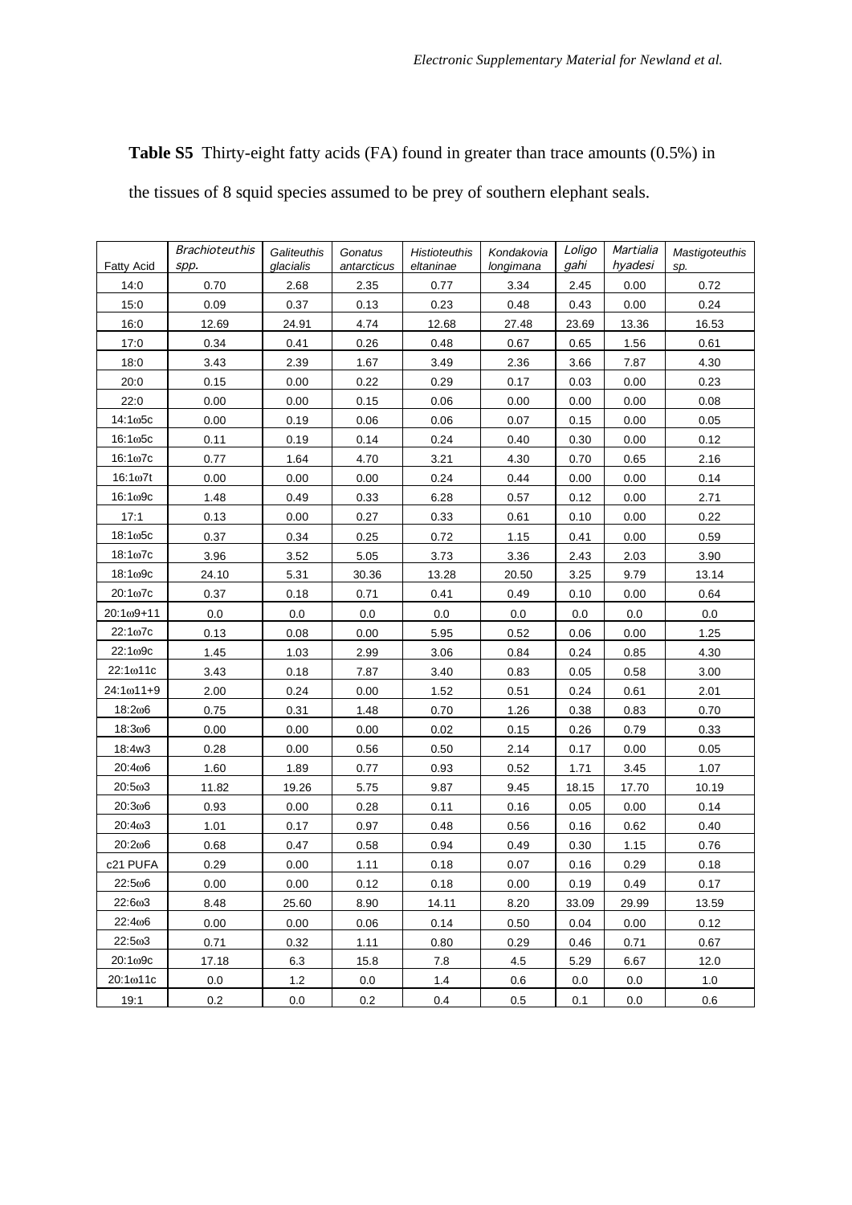**Table S5** Thirty-eight fatty acids (FA) found in greater than trace amounts (0.5%) in the tissues of 8 squid species assumed to be prey of southern elephant seals.

| Fatty Acid | *Brachioteuthis spp.* | *Galiteuthis glacialis* | *Gonatus antarcticus* | *Histioteuthis eltaninae* | *Kondakovia longimana* | *Loligo gahi* | *Martialia hyadesi* | *Mastigoteuthis sp.* |
|---|---|---|---|---|---|---|---|---|
| 14:0 | 0.70 | 2.68 | 2.35 | 0.77 | 3.34 | 2.45 | 0.00 | 0.72 |
| 15:0 | 0.09 | 0.37 | 0.13 | 0.23 | 0.48 | 0.43 | 0.00 | 0.24 |
| 16:0 | 12.69 | 24.91 | 4.74 | 12.68 | 27.48 | 23.69 | 13.36 | 16.53 |
| 17:0 | 0.34 | 0.41 | 0.26 | 0.48 | 0.67 | 0.65 | 1.56 | 0.61 |
| 18:0 | 3.43 | 2.39 | 1.67 | 3.49 | 2.36 | 3.66 | 7.87 | 4.30 |
| 20:0 | 0.15 | 0.00 | 0.22 | 0.29 | 0.17 | 0.03 | 0.00 | 0.23 |
| 22:0 | 0.00 | 0.00 | 0.15 | 0.06 | 0.00 | 0.00 | 0.00 | 0.08 |
| 14:1ω5c | 0.00 | 0.19 | 0.06 | 0.06 | 0.07 | 0.15 | 0.00 | 0.05 |
| 16:1ω5c | 0.11 | 0.19 | 0.14 | 0.24 | 0.40 | 0.30 | 0.00 | 0.12 |
| 16:1ω7c | 0.77 | 1.64 | 4.70 | 3.21 | 4.30 | 0.70 | 0.65 | 2.16 |
| 16:1ω7t | 0.00 | 0.00 | 0.00 | 0.24 | 0.44 | 0.00 | 0.00 | 0.14 |
| 16:1ω9c | 1.48 | 0.49 | 0.33 | 6.28 | 0.57 | 0.12 | 0.00 | 2.71 |
| 17:1 | 0.13 | 0.00 | 0.27 | 0.33 | 0.61 | 0.10 | 0.00 | 0.22 |
| 18:1ω5c | 0.37 | 0.34 | 0.25 | 0.72 | 1.15 | 0.41 | 0.00 | 0.59 |
| 18:1ω7c | 3.96 | 3.52 | 5.05 | 3.73 | 3.36 | 2.43 | 2.03 | 3.90 |
| 18:1ω9c | 24.10 | 5.31 | 30.36 | 13.28 | 20.50 | 3.25 | 9.79 | 13.14 |
| 20:1ω7c | 0.37 | 0.18 | 0.71 | 0.41 | 0.49 | 0.10 | 0.00 | 0.64 |
| 20:1ω9+11 | 0.0 | 0.0 | 0.0 | 0.0 | 0.0 | 0.0 | 0.0 | 0.0 |
| 22:1ω7c | 0.13 | 0.08 | 0.00 | 5.95 | 0.52 | 0.06 | 0.00 | 1.25 |
| 22:1ω9c | 1.45 | 1.03 | 2.99 | 3.06 | 0.84 | 0.24 | 0.85 | 4.30 |
| 22:1ω11c | 3.43 | 0.18 | 7.87 | 3.40 | 0.83 | 0.05 | 0.58 | 3.00 |
| 24:1ω11+9 | 2.00 | 0.24 | 0.00 | 1.52 | 0.51 | 0.24 | 0.61 | 2.01 |
| 18:2ω6 | 0.75 | 0.31 | 1.48 | 0.70 | 1.26 | 0.38 | 0.83 | 0.70 |
| 18:3ω6 | 0.00 | 0.00 | 0.00 | 0.02 | 0.15 | 0.26 | 0.79 | 0.33 |
| 18:4w3 | 0.28 | 0.00 | 0.56 | 0.50 | 2.14 | 0.17 | 0.00 | 0.05 |
| 20:4ω6 | 1.60 | 1.89 | 0.77 | 0.93 | 0.52 | 1.71 | 3.45 | 1.07 |
| 20:5ω3 | 11.82 | 19.26 | 5.75 | 9.87 | 9.45 | 18.15 | 17.70 | 10.19 |
| 20:3ω6 | 0.93 | 0.00 | 0.28 | 0.11 | 0.16 | 0.05 | 0.00 | 0.14 |
| 20:4ω3 | 1.01 | 0.17 | 0.97 | 0.48 | 0.56 | 0.16 | 0.62 | 0.40 |
| 20:2ω6 | 0.68 | 0.47 | 0.58 | 0.94 | 0.49 | 0.30 | 1.15 | 0.76 |
| c21 PUFA | 0.29 | 0.00 | 1.11 | 0.18 | 0.07 | 0.16 | 0.29 | 0.18 |
| 22:5ω6 | 0.00 | 0.00 | 0.12 | 0.18 | 0.00 | 0.19 | 0.49 | 0.17 |
| 22:6ω3 | 8.48 | 25.60 | 8.90 | 14.11 | 8.20 | 33.09 | 29.99 | 13.59 |
| 22:4ω6 | 0.00 | 0.00 | 0.06 | 0.14 | 0.50 | 0.04 | 0.00 | 0.12 |
| 22:5ω3 | 0.71 | 0.32 | 1.11 | 0.80 | 0.29 | 0.46 | 0.71 | 0.67 |
| 20:1ω9c | 17.18 | 6.3 | 15.8 | 7.8 | 4.5 | 5.29 | 6.67 | 12.0 |
| 20:1ω11c | 0.0 | 1.2 | 0.0 | 1.4 | 0.6 | 0.0 | 0.0 | 1.0 |
| 19:1 | 0.2 | 0.0 | 0.2 | 0.4 | 0.5 | 0.1 | 0.0 | 0.6 |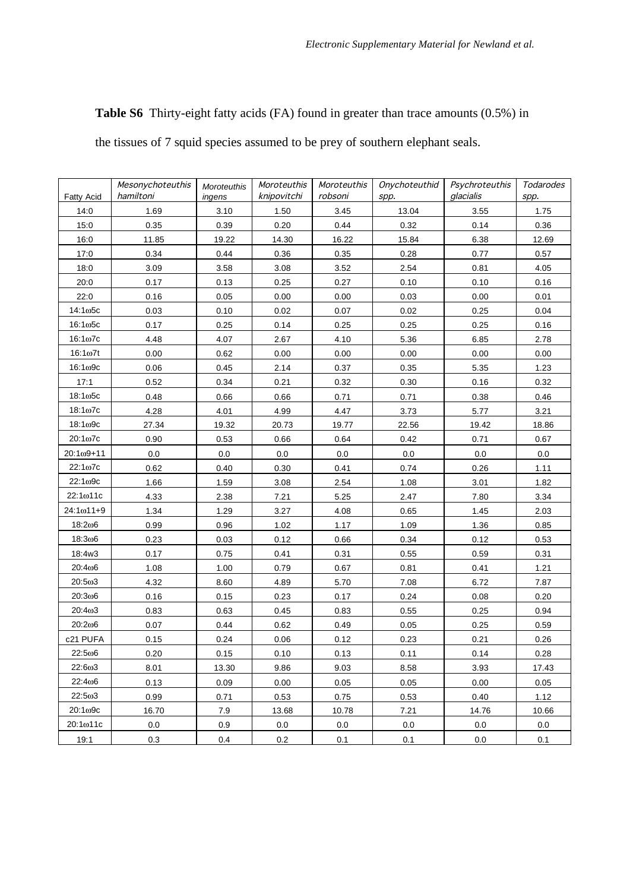**Table S6** Thirty-eight fatty acids (FA) found in greater than trace amounts (0.5%) in the tissues of 7 squid species assumed to be prey of southern elephant seals.

| Fatty Acid | *Mesonychoteuthis hamiltoni* | *Moroteuthis ingens* | *Moroteuthis knipovitchi* | *Moroteuthis robsoni* | *Onychoteuthid spp.* | *Psychroteuthis glacialis* | *Todarodes spp.* |
|---|---|---|---|---|---|---|---|
| 14:0 | 1.69 | 3.10 | 1.50 | 3.45 | 13.04 | 3.55 | 1.75 |
| 15:0 | 0.35 | 0.39 | 0.20 | 0.44 | 0.32 | 0.14 | 0.36 |
| 16:0 | 11.85 | 19.22 | 14.30 | 16.22 | 15.84 | 6.38 | 12.69 |
| 17:0 | 0.34 | 0.44 | 0.36 | 0.35 | 0.28 | 0.77 | 0.57 |
| 18:0 | 3.09 | 3.58 | 3.08 | 3.52 | 2.54 | 0.81 | 4.05 |
| 20:0 | 0.17 | 0.13 | 0.25 | 0.27 | 0.10 | 0.10 | 0.16 |
| 22:0 | 0.16 | 0.05 | 0.00 | 0.00 | 0.03 | 0.00 | 0.01 |
| 14:1ω5c | 0.03 | 0.10 | 0.02 | 0.07 | 0.02 | 0.25 | 0.04 |
| 16:1ω5c | 0.17 | 0.25 | 0.14 | 0.25 | 0.25 | 0.25 | 0.16 |
| 16:1ω7c | 4.48 | 4.07 | 2.67 | 4.10 | 5.36 | 6.85 | 2.78 |
| 16:1ω7t | 0.00 | 0.62 | 0.00 | 0.00 | 0.00 | 0.00 | 0.00 |
| 16:1ω9c | 0.06 | 0.45 | 2.14 | 0.37 | 0.35 | 5.35 | 1.23 |
| 17:1 | 0.52 | 0.34 | 0.21 | 0.32 | 0.30 | 0.16 | 0.32 |
| 18:1ω5c | 0.48 | 0.66 | 0.66 | 0.71 | 0.71 | 0.38 | 0.46 |
| 18:1ω7c | 4.28 | 4.01 | 4.99 | 4.47 | 3.73 | 5.77 | 3.21 |
| 18:1ω9c | 27.34 | 19.32 | 20.73 | 19.77 | 22.56 | 19.42 | 18.86 |
| 20:1ω7c | 0.90 | 0.53 | 0.66 | 0.64 | 0.42 | 0.71 | 0.67 |
| 20:1ω9+11 | 0.0 | 0.0 | 0.0 | 0.0 | 0.0 | 0.0 | 0.0 |
| 22:1ω7c | 0.62 | 0.40 | 0.30 | 0.41 | 0.74 | 0.26 | 1.11 |
| 22:1ω9c | 1.66 | 1.59 | 3.08 | 2.54 | 1.08 | 3.01 | 1.82 |
| 22:1ω11c | 4.33 | 2.38 | 7.21 | 5.25 | 2.47 | 7.80 | 3.34 |
| 24:1ω11+9 | 1.34 | 1.29 | 3.27 | 4.08 | 0.65 | 1.45 | 2.03 |
| 18:2ω6 | 0.99 | 0.96 | 1.02 | 1.17 | 1.09 | 1.36 | 0.85 |
| 18:3ω6 | 0.23 | 0.03 | 0.12 | 0.66 | 0.34 | 0.12 | 0.53 |
| 18:4w3 | 0.17 | 0.75 | 0.41 | 0.31 | 0.55 | 0.59 | 0.31 |
| 20:4ω6 | 1.08 | 1.00 | 0.79 | 0.67 | 0.81 | 0.41 | 1.21 |
| 20:5ω3 | 4.32 | 8.60 | 4.89 | 5.70 | 7.08 | 6.72 | 7.87 |
| 20:3ω6 | 0.16 | 0.15 | 0.23 | 0.17 | 0.24 | 0.08 | 0.20 |
| 20:4ω3 | 0.83 | 0.63 | 0.45 | 0.83 | 0.55 | 0.25 | 0.94 |
| 20:2ω6 | 0.07 | 0.44 | 0.62 | 0.49 | 0.05 | 0.25 | 0.59 |
| c21 PUFA | 0.15 | 0.24 | 0.06 | 0.12 | 0.23 | 0.21 | 0.26 |
| 22:5ω6 | 0.20 | 0.15 | 0.10 | 0.13 | 0.11 | 0.14 | 0.28 |
| 22:6ω3 | 8.01 | 13.30 | 9.86 | 9.03 | 8.58 | 3.93 | 17.43 |
| 22:4ω6 | 0.13 | 0.09 | 0.00 | 0.05 | 0.05 | 0.00 | 0.05 |
| 22:5ω3 | 0.99 | 0.71 | 0.53 | 0.75 | 0.53 | 0.40 | 1.12 |
| 20:1ω9c | 16.70 | 7.9 | 13.68 | 10.78 | 7.21 | 14.76 | 10.66 |
| 20:1ω11c | 0.0 | 0.9 | 0.0 | 0.0 | 0.0 | 0.0 | 0.0 |
| 19:1 | 0.3 | 0.4 | 0.2 | 0.1 | 0.1 | 0.0 | 0.1 |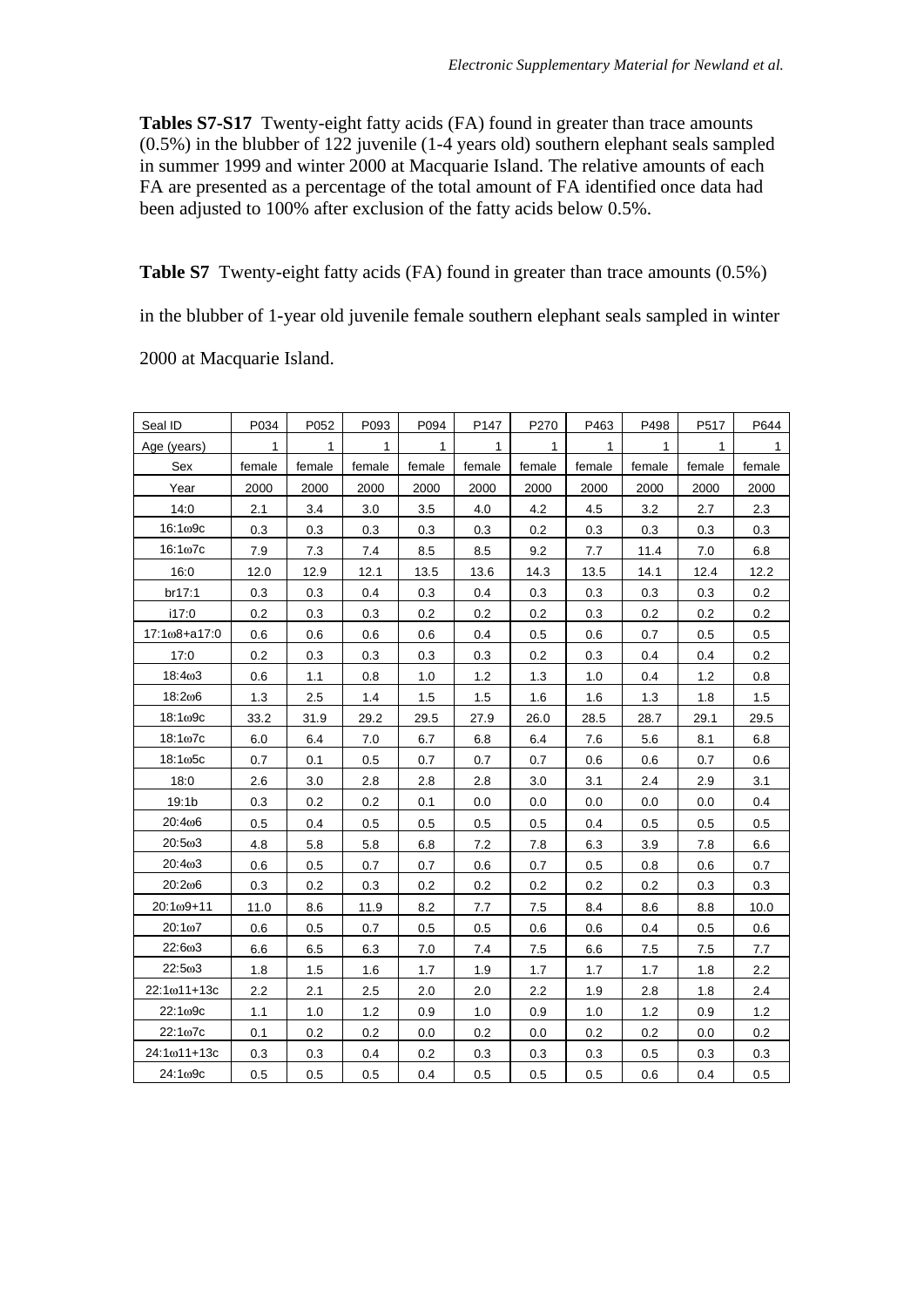**Tables S7-S17** Twenty-eight fatty acids (FA) found in greater than trace amounts (0.5%) in the blubber of 122 juvenile (1-4 years old) southern elephant seals sampled in summer 1999 and winter 2000 at Macquarie Island. The relative amounts of each FA are presented as a percentage of the total amount of FA identified once data had been adjusted to 100% after exclusion of the fatty acids below 0.5%.

**Table S7** Twenty-eight fatty acids (FA) found in greater than trace amounts (0.5%) in the blubber of 1-year old juvenile female southern elephant seals sampled in winter 2000 at Macquarie Island.

| Seal ID | P034 | P052 | P093 | P094 | P147 | P270 | P463 | P498 | P517 | P644 |
|---|---|---|---|---|---|---|---|---|---|---|
| Age (years) | 1 | 1 | 1 | 1 | 1 | 1 | 1 | 1 | 1 | 1 |
| Sex | female | female | female | female | female | female | female | female | female | female |
| Year | 2000 | 2000 | 2000 | 2000 | 2000 | 2000 | 2000 | 2000 | 2000 | 2000 |
| 14:0 | 2.1 | 3.4 | 3.0 | 3.5 | 4.0 | 4.2 | 4.5 | 3.2 | 2.7 | 2.3 |
| 16:1ω9c | 0.3 | 0.3 | 0.3 | 0.3 | 0.3 | 0.2 | 0.3 | 0.3 | 0.3 | 0.3 |
| 16:1ω7c | 7.9 | 7.3 | 7.4 | 8.5 | 8.5 | 9.2 | 7.7 | 11.4 | 7.0 | 6.8 |
| 16:0 | 12.0 | 12.9 | 12.1 | 13.5 | 13.6 | 14.3 | 13.5 | 14.1 | 12.4 | 12.2 |
| br17:1 | 0.3 | 0.3 | 0.4 | 0.3 | 0.4 | 0.3 | 0.3 | 0.3 | 0.3 | 0.2 |
| i17:0 | 0.2 | 0.3 | 0.3 | 0.2 | 0.2 | 0.2 | 0.3 | 0.2 | 0.2 | 0.2 |
| 17:1ω8+a17:0 | 0.6 | 0.6 | 0.6 | 0.6 | 0.4 | 0.5 | 0.6 | 0.7 | 0.5 | 0.5 |
| 17:0 | 0.2 | 0.3 | 0.3 | 0.3 | 0.3 | 0.2 | 0.3 | 0.4 | 0.4 | 0.2 |
| 18:4ω3 | 0.6 | 1.1 | 0.8 | 1.0 | 1.2 | 1.3 | 1.0 | 0.4 | 1.2 | 0.8 |
| 18:2ω6 | 1.3 | 2.5 | 1.4 | 1.5 | 1.5 | 1.6 | 1.6 | 1.3 | 1.8 | 1.5 |
| 18:1ω9c | 33.2 | 31.9 | 29.2 | 29.5 | 27.9 | 26.0 | 28.5 | 28.7 | 29.1 | 29.5 |
| 18:1ω7c | 6.0 | 6.4 | 7.0 | 6.7 | 6.8 | 6.4 | 7.6 | 5.6 | 8.1 | 6.8 |
| 18:1ω5c | 0.7 | 0.1 | 0.5 | 0.7 | 0.7 | 0.7 | 0.6 | 0.6 | 0.7 | 0.6 |
| 18:0 | 2.6 | 3.0 | 2.8 | 2.8 | 2.8 | 3.0 | 3.1 | 2.4 | 2.9 | 3.1 |
| 19:1b | 0.3 | 0.2 | 0.2 | 0.1 | 0.0 | 0.0 | 0.0 | 0.0 | 0.0 | 0.4 |
| 20:4ω6 | 0.5 | 0.4 | 0.5 | 0.5 | 0.5 | 0.5 | 0.4 | 0.5 | 0.5 | 0.5 |
| 20:5ω3 | 4.8 | 5.8 | 5.8 | 6.8 | 7.2 | 7.8 | 6.3 | 3.9 | 7.8 | 6.6 |
| 20:4ω3 | 0.6 | 0.5 | 0.7 | 0.7 | 0.6 | 0.7 | 0.5 | 0.8 | 0.6 | 0.7 |
| 20:2ω6 | 0.3 | 0.2 | 0.3 | 0.2 | 0.2 | 0.2 | 0.2 | 0.2 | 0.3 | 0.3 |
| 20:1ω9+11 | 11.0 | 8.6 | 11.9 | 8.2 | 7.7 | 7.5 | 8.4 | 8.6 | 8.8 | 10.0 |
| 20:1ω7 | 0.6 | 0.5 | 0.7 | 0.5 | 0.5 | 0.6 | 0.6 | 0.4 | 0.5 | 0.6 |
| 22:6ω3 | 6.6 | 6.5 | 6.3 | 7.0 | 7.4 | 7.5 | 6.6 | 7.5 | 7.5 | 7.7 |
| 22:5ω3 | 1.8 | 1.5 | 1.6 | 1.7 | 1.9 | 1.7 | 1.7 | 1.7 | 1.8 | 2.2 |
| 22:1ω11+13c | 2.2 | 2.1 | 2.5 | 2.0 | 2.0 | 2.2 | 1.9 | 2.8 | 1.8 | 2.4 |
| 22:1ω9c | 1.1 | 1.0 | 1.2 | 0.9 | 1.0 | 0.9 | 1.0 | 1.2 | 0.9 | 1.2 |
| 22:1ω7c | 0.1 | 0.2 | 0.2 | 0.0 | 0.2 | 0.0 | 0.2 | 0.2 | 0.0 | 0.2 |
| 24:1ω11+13c | 0.3 | 0.3 | 0.4 | 0.2 | 0.3 | 0.3 | 0.3 | 0.5 | 0.3 | 0.3 |
| 24:1ω9c | 0.5 | 0.5 | 0.5 | 0.4 | 0.5 | 0.5 | 0.5 | 0.6 | 0.4 | 0.5 |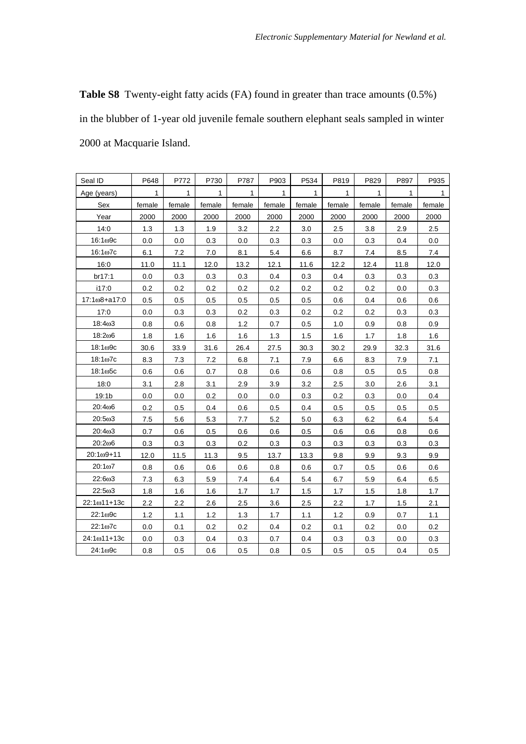**Table S8** Twenty-eight fatty acids (FA) found in greater than trace amounts (0.5%) in the blubber of 1-year old juvenile female southern elephant seals sampled in winter 2000 at Macquarie Island.

| Seal ID | P648 | P772 | P730 | P787 | P903 | P534 | P819 | P829 | P897 | P935 |
|---|---|---|---|---|---|---|---|---|---|---|
| Age (years) | 1 | 1 | 1 | 1 | 1 | 1 | 1 | 1 | 1 | 1 |
| Sex | female | female | female | female | female | female | female | female | female | female |
| Year | 2000 | 2000 | 2000 | 2000 | 2000 | 2000 | 2000 | 2000 | 2000 | 2000 |
| 14:0 | 1.3 | 1.3 | 1.9 | 3.2 | 2.2 | 3.0 | 2.5 | 3.8 | 2.9 | 2.5 |
| 16:1ω9c | 0.0 | 0.0 | 0.3 | 0.0 | 0.3 | 0.3 | 0.0 | 0.3 | 0.4 | 0.0 |
| 16:1ω7c | 6.1 | 7.2 | 7.0 | 8.1 | 5.4 | 6.6 | 8.7 | 7.4 | 8.5 | 7.4 |
| 16:0 | 11.0 | 11.1 | 12.0 | 13.2 | 12.1 | 11.6 | 12.2 | 12.4 | 11.8 | 12.0 |
| br17:1 | 0.0 | 0.3 | 0.3 | 0.3 | 0.4 | 0.3 | 0.4 | 0.3 | 0.3 | 0.3 |
| i17:0 | 0.2 | 0.2 | 0.2 | 0.2 | 0.2 | 0.2 | 0.2 | 0.2 | 0.0 | 0.3 |
| 17:1ω8+a17:0 | 0.5 | 0.5 | 0.5 | 0.5 | 0.5 | 0.5 | 0.6 | 0.4 | 0.6 | 0.6 |
| 17:0 | 0.0 | 0.3 | 0.3 | 0.2 | 0.3 | 0.2 | 0.2 | 0.2 | 0.3 | 0.3 |
| 18:4ω3 | 0.8 | 0.6 | 0.8 | 1.2 | 0.7 | 0.5 | 1.0 | 0.9 | 0.8 | 0.9 |
| 18:2ω6 | 1.8 | 1.6 | 1.6 | 1.6 | 1.3 | 1.5 | 1.6 | 1.7 | 1.8 | 1.6 |
| 18:1ω9c | 30.6 | 33.9 | 31.6 | 26.4 | 27.5 | 30.3 | 30.2 | 29.9 | 32.3 | 31.6 |
| 18:1ω7c | 8.3 | 7.3 | 7.2 | 6.8 | 7.1 | 7.9 | 6.6 | 8.3 | 7.9 | 7.1 |
| 18:1ω5c | 0.6 | 0.6 | 0.7 | 0.8 | 0.6 | 0.6 | 0.8 | 0.5 | 0.5 | 0.8 |
| 18:0 | 3.1 | 2.8 | 3.1 | 2.9 | 3.9 | 3.2 | 2.5 | 3.0 | 2.6 | 3.1 |
| 19:1b | 0.0 | 0.0 | 0.2 | 0.0 | 0.0 | 0.3 | 0.2 | 0.3 | 0.0 | 0.4 |
| 20:4ω6 | 0.2 | 0.5 | 0.4 | 0.6 | 0.5 | 0.4 | 0.5 | 0.5 | 0.5 | 0.5 |
| 20:5ω3 | 7.5 | 5.6 | 5.3 | 7.7 | 5.2 | 5.0 | 6.3 | 6.2 | 6.4 | 5.4 |
| 20:4ω3 | 0.7 | 0.6 | 0.5 | 0.6 | 0.6 | 0.5 | 0.6 | 0.6 | 0.8 | 0.6 |
| 20:2ω6 | 0.3 | 0.3 | 0.3 | 0.2 | 0.3 | 0.3 | 0.3 | 0.3 | 0.3 | 0.3 |
| 20:1ω9+11 | 12.0 | 11.5 | 11.3 | 9.5 | 13.7 | 13.3 | 9.8 | 9.9 | 9.3 | 9.9 |
| 20:1ω7 | 0.8 | 0.6 | 0.6 | 0.6 | 0.8 | 0.6 | 0.7 | 0.5 | 0.6 | 0.6 |
| 22:6ω3 | 7.3 | 6.3 | 5.9 | 7.4 | 6.4 | 5.4 | 6.7 | 5.9 | 6.4 | 6.5 |
| 22:5ω3 | 1.8 | 1.6 | 1.6 | 1.7 | 1.7 | 1.5 | 1.7 | 1.5 | 1.8 | 1.7 |
| 22:1ω11+13c | 2.2 | 2.2 | 2.6 | 2.5 | 3.6 | 2.5 | 2.2 | 1.7 | 1.5 | 2.1 |
| 22:1ω9c | 1.2 | 1.1 | 1.2 | 1.3 | 1.7 | 1.1 | 1.2 | 0.9 | 0.7 | 1.1 |
| 22:1ω7c | 0.0 | 0.1 | 0.2 | 0.2 | 0.4 | 0.2 | 0.1 | 0.2 | 0.0 | 0.2 |
| 24:1ω11+13c | 0.0 | 0.3 | 0.4 | 0.3 | 0.7 | 0.4 | 0.3 | 0.3 | 0.0 | 0.3 |
| 24:1ω9c | 0.8 | 0.5 | 0.6 | 0.5 | 0.8 | 0.5 | 0.5 | 0.5 | 0.4 | 0.5 |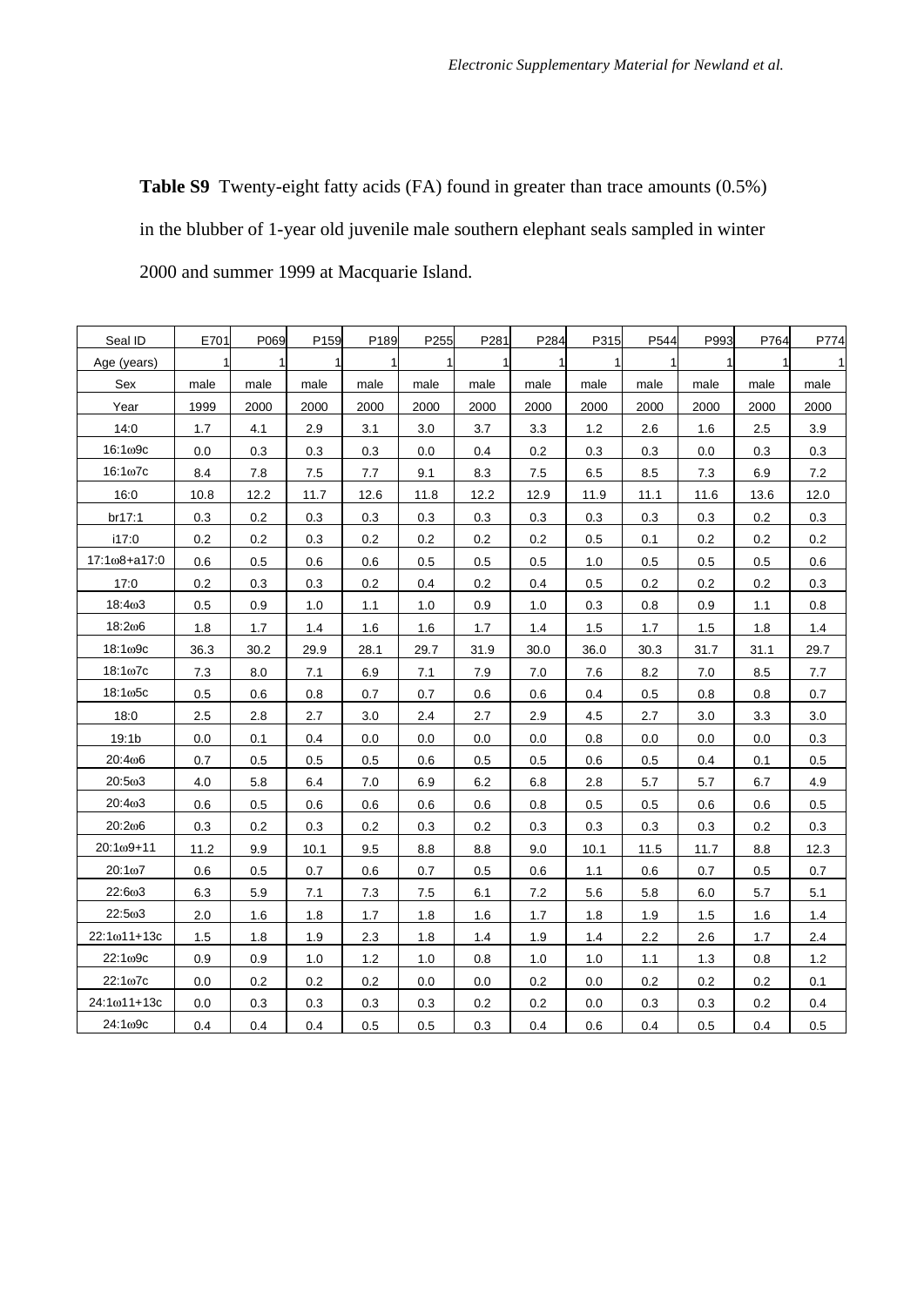**Table S9** Twenty-eight fatty acids (FA) found in greater than trace amounts (0.5%) in the blubber of 1-year old juvenile male southern elephant seals sampled in winter 2000 and summer 1999 at Macquarie Island.

| Seal ID | E701 | P069 | P159 | P189 | P255 | P281 | P284 | P315 | P544 | P993 | P764 | P774 |
|---|---|---|---|---|---|---|---|---|---|---|---|---|
| Age (years) | 1 | 1 | 1 | 1 | 1 | 1 | 1 | 1 | 1 | 1 | 1 | 1 |
| Sex | male | male | male | male | male | male | male | male | male | male | male | male |
| Year | 1999 | 2000 | 2000 | 2000 | 2000 | 2000 | 2000 | 2000 | 2000 | 2000 | 2000 | 2000 |
| 14:0 | 1.7 | 4.1 | 2.9 | 3.1 | 3.0 | 3.7 | 3.3 | 1.2 | 2.6 | 1.6 | 2.5 | 3.9 |
| 16:1ω9c | 0.0 | 0.3 | 0.3 | 0.3 | 0.0 | 0.4 | 0.2 | 0.3 | 0.3 | 0.0 | 0.3 | 0.3 |
| 16:1ω7c | 8.4 | 7.8 | 7.5 | 7.7 | 9.1 | 8.3 | 7.5 | 6.5 | 8.5 | 7.3 | 6.9 | 7.2 |
| 16:0 | 10.8 | 12.2 | 11.7 | 12.6 | 11.8 | 12.2 | 12.9 | 11.9 | 11.1 | 11.6 | 13.6 | 12.0 |
| br17:1 | 0.3 | 0.2 | 0.3 | 0.3 | 0.3 | 0.3 | 0.3 | 0.3 | 0.3 | 0.3 | 0.2 | 0.3 |
| i17:0 | 0.2 | 0.2 | 0.3 | 0.2 | 0.2 | 0.2 | 0.2 | 0.5 | 0.1 | 0.2 | 0.2 | 0.2 |
| 17:1ω8+a17:0 | 0.6 | 0.5 | 0.6 | 0.6 | 0.5 | 0.5 | 0.5 | 1.0 | 0.5 | 0.5 | 0.5 | 0.6 |
| 17:0 | 0.2 | 0.3 | 0.3 | 0.2 | 0.4 | 0.2 | 0.4 | 0.5 | 0.2 | 0.2 | 0.2 | 0.3 |
| 18:4ω3 | 0.5 | 0.9 | 1.0 | 1.1 | 1.0 | 0.9 | 1.0 | 0.3 | 0.8 | 0.9 | 1.1 | 0.8 |
| 18:2ω6 | 1.8 | 1.7 | 1.4 | 1.6 | 1.6 | 1.7 | 1.4 | 1.5 | 1.7 | 1.5 | 1.8 | 1.4 |
| 18:1ω9c | 36.3 | 30.2 | 29.9 | 28.1 | 29.7 | 31.9 | 30.0 | 36.0 | 30.3 | 31.7 | 31.1 | 29.7 |
| 18:1ω7c | 7.3 | 8.0 | 7.1 | 6.9 | 7.1 | 7.9 | 7.0 | 7.6 | 8.2 | 7.0 | 8.5 | 7.7 |
| 18:1ω5c | 0.5 | 0.6 | 0.8 | 0.7 | 0.7 | 0.6 | 0.6 | 0.4 | 0.5 | 0.8 | 0.8 | 0.7 |
| 18:0 | 2.5 | 2.8 | 2.7 | 3.0 | 2.4 | 2.7 | 2.9 | 4.5 | 2.7 | 3.0 | 3.3 | 3.0 |
| 19:1b | 0.0 | 0.1 | 0.4 | 0.0 | 0.0 | 0.0 | 0.0 | 0.8 | 0.0 | 0.0 | 0.0 | 0.3 |
| 20:4ω6 | 0.7 | 0.5 | 0.5 | 0.5 | 0.6 | 0.5 | 0.5 | 0.6 | 0.5 | 0.4 | 0.1 | 0.5 |
| 20:5ω3 | 4.0 | 5.8 | 6.4 | 7.0 | 6.9 | 6.2 | 6.8 | 2.8 | 5.7 | 5.7 | 6.7 | 4.9 |
| 20:4ω3 | 0.6 | 0.5 | 0.6 | 0.6 | 0.6 | 0.6 | 0.8 | 0.5 | 0.5 | 0.6 | 0.6 | 0.5 |
| 20:2ω6 | 0.3 | 0.2 | 0.3 | 0.2 | 0.3 | 0.2 | 0.3 | 0.3 | 0.3 | 0.3 | 0.2 | 0.3 |
| 20:1ω9+11 | 11.2 | 9.9 | 10.1 | 9.5 | 8.8 | 8.8 | 9.0 | 10.1 | 11.5 | 11.7 | 8.8 | 12.3 |
| 20:1ω7 | 0.6 | 0.5 | 0.7 | 0.6 | 0.7 | 0.5 | 0.6 | 1.1 | 0.6 | 0.7 | 0.5 | 0.7 |
| 22:6ω3 | 6.3 | 5.9 | 7.1 | 7.3 | 7.5 | 6.1 | 7.2 | 5.6 | 5.8 | 6.0 | 5.7 | 5.1 |
| 22:5ω3 | 2.0 | 1.6 | 1.8 | 1.7 | 1.8 | 1.6 | 1.7 | 1.8 | 1.9 | 1.5 | 1.6 | 1.4 |
| 22:1ω11+13c | 1.5 | 1.8 | 1.9 | 2.3 | 1.8 | 1.4 | 1.9 | 1.4 | 2.2 | 2.6 | 1.7 | 2.4 |
| 22:1ω9c | 0.9 | 0.9 | 1.0 | 1.2 | 1.0 | 0.8 | 1.0 | 1.0 | 1.1 | 1.3 | 0.8 | 1.2 |
| 22:1ω7c | 0.0 | 0.2 | 0.2 | 0.2 | 0.0 | 0.0 | 0.2 | 0.0 | 0.2 | 0.2 | 0.2 | 0.1 |
| 24:1ω11+13c | 0.0 | 0.3 | 0.3 | 0.3 | 0.3 | 0.2 | 0.2 | 0.0 | 0.3 | 0.3 | 0.2 | 0.4 |
| 24:1ω9c | 0.4 | 0.4 | 0.4 | 0.5 | 0.5 | 0.3 | 0.4 | 0.6 | 0.4 | 0.5 | 0.4 | 0.5 |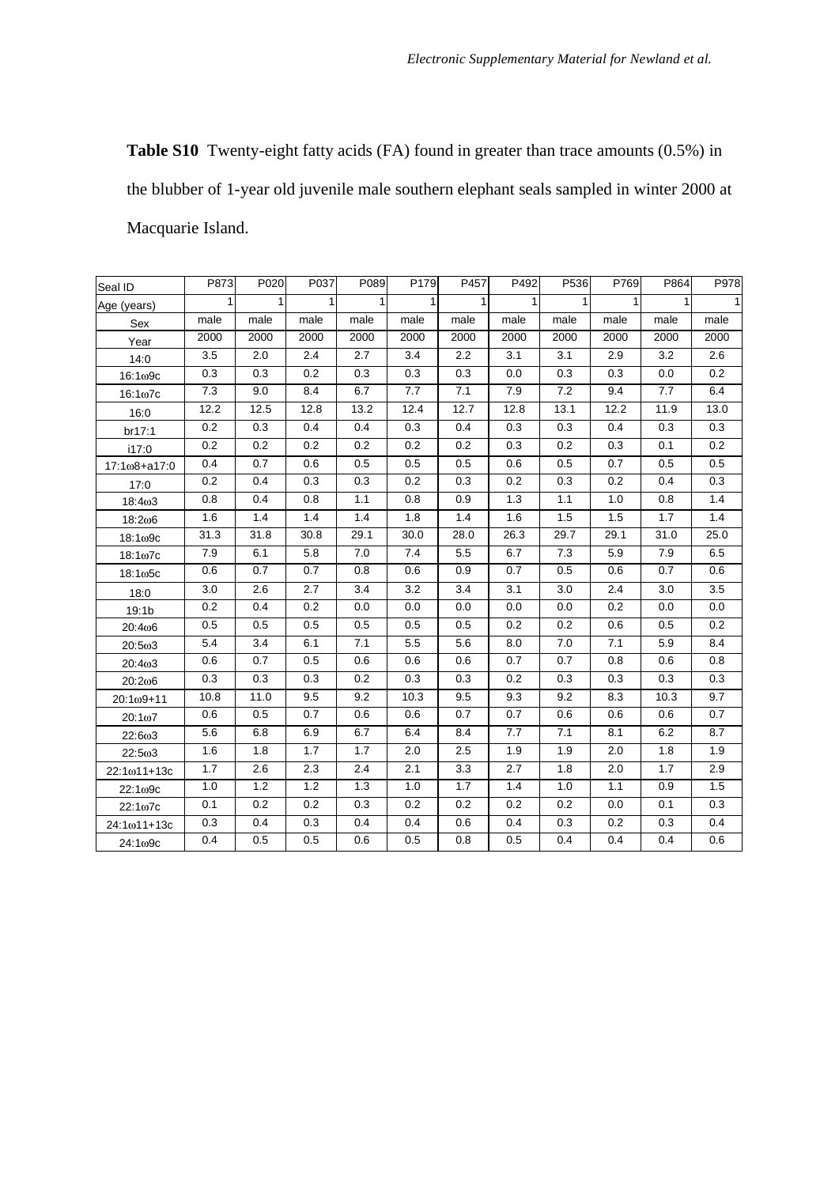**Table S10** Twenty-eight fatty acids (FA) found in greater than trace amounts (0.5%) in the blubber of 1-year old juvenile male southern elephant seals sampled in winter 2000 at Macquarie Island.

| Seal ID | P873 | P020 | P037 | P089 | P179 | P457 | P492 | P536 | P769 | P864 | P978 |
|---|---|---|---|---|---|---|---|---|---|---|---|
| Age (years) | 1 | 1 | 1 | 1 | 1 | 1 | 1 | 1 | 1 | 1 | 1 |
| Sex | male | male | male | male | male | male | male | male | male | male | male |
| Year | 2000 | 2000 | 2000 | 2000 | 2000 | 2000 | 2000 | 2000 | 2000 | 2000 | 2000 |
| 14:0 | 3.5 | 2.0 | 2.4 | 2.7 | 3.4 | 2.2 | 3.1 | 3.1 | 2.9 | 3.2 | 2.6 |
| 16:1ω9c | 0.3 | 0.3 | 0.2 | 0.3 | 0.3 | 0.3 | 0.0 | 0.3 | 0.3 | 0.0 | 0.2 |
| 16:1ω7c | 7.3 | 9.0 | 8.4 | 6.7 | 7.7 | 7.1 | 7.9 | 7.2 | 9.4 | 7.7 | 6.4 |
| 16:0 | 12.2 | 12.5 | 12.8 | 13.2 | 12.4 | 12.7 | 12.8 | 13.1 | 12.2 | 11.9 | 13.0 |
| br17:1 | 0.2 | 0.3 | 0.4 | 0.4 | 0.3 | 0.4 | 0.3 | 0.3 | 0.4 | 0.3 | 0.3 |
| i17:0 | 0.2 | 0.2 | 0.2 | 0.2 | 0.2 | 0.2 | 0.3 | 0.2 | 0.3 | 0.1 | 0.2 |
| 17:1ω8+a17:0 | 0.4 | 0.7 | 0.6 | 0.5 | 0.5 | 0.5 | 0.6 | 0.5 | 0.7 | 0.5 | 0.5 |
| 17:0 | 0.2 | 0.4 | 0.3 | 0.3 | 0.2 | 0.3 | 0.2 | 0.3 | 0.2 | 0.4 | 0.3 |
| 18:4ω3 | 0.8 | 0.4 | 0.8 | 1.1 | 0.8 | 0.9 | 1.3 | 1.1 | 1.0 | 0.8 | 1.4 |
| 18:2ω6 | 1.6 | 1.4 | 1.4 | 1.4 | 1.8 | 1.4 | 1.6 | 1.5 | 1.5 | 1.7 | 1.4 |
| 18:1ω9c | 31.3 | 31.8 | 30.8 | 29.1 | 30.0 | 28.0 | 26.3 | 29.7 | 29.1 | 31.0 | 25.0 |
| 18:1ω7c | 7.9 | 6.1 | 5.8 | 7.0 | 7.4 | 5.5 | 6.7 | 7.3 | 5.9 | 7.9 | 6.5 |
| 18:1ω5c | 0.6 | 0.7 | 0.7 | 0.8 | 0.6 | 0.9 | 0.7 | 0.5 | 0.6 | 0.7 | 0.6 |
| 18:0 | 3.0 | 2.6 | 2.7 | 3.4 | 3.2 | 3.4 | 3.1 | 3.0 | 2.4 | 3.0 | 3.5 |
| 19:1b | 0.2 | 0.4 | 0.2 | 0.0 | 0.0 | 0.0 | 0.0 | 0.0 | 0.2 | 0.0 | 0.0 |
| 20:4ω6 | 0.5 | 0.5 | 0.5 | 0.5 | 0.5 | 0.5 | 0.2 | 0.2 | 0.6 | 0.5 | 0.2 |
| 20:5ω3 | 5.4 | 3.4 | 6.1 | 7.1 | 5.5 | 5.6 | 8.0 | 7.0 | 7.1 | 5.9 | 8.4 |
| 20:4ω3 | 0.6 | 0.7 | 0.5 | 0.6 | 0.6 | 0.6 | 0.7 | 0.7 | 0.8 | 0.6 | 0.8 |
| 20:2ω6 | 0.3 | 0.3 | 0.3 | 0.2 | 0.3 | 0.3 | 0.2 | 0.3 | 0.3 | 0.3 | 0.3 |
| 20:1ω9+11 | 10.8 | 11.0 | 9.5 | 9.2 | 10.3 | 9.5 | 9.3 | 9.2 | 8.3 | 10.3 | 9.7 |
| 20:1ω7 | 0.6 | 0.5 | 0.7 | 0.6 | 0.6 | 0.7 | 0.7 | 0.6 | 0.6 | 0.6 | 0.7 |
| 22:6ω3 | 5.6 | 6.8 | 6.9 | 6.7 | 6.4 | 8.4 | 7.7 | 7.1 | 8.1 | 6.2 | 8.7 |
| 22:5ω3 | 1.6 | 1.8 | 1.7 | 1.7 | 2.0 | 2.5 | 1.9 | 1.9 | 2.0 | 1.8 | 1.9 |
| 22:1ω11+13c | 1.7 | 2.6 | 2.3 | 2.4 | 2.1 | 3.3 | 2.7 | 1.8 | 2.0 | 1.7 | 2.9 |
| 22:1ω9c | 1.0 | 1.2 | 1.2 | 1.3 | 1.0 | 1.7 | 1.4 | 1.0 | 1.1 | 0.9 | 1.5 |
| 22:1ω7c | 0.1 | 0.2 | 0.2 | 0.3 | 0.2 | 0.2 | 0.2 | 0.2 | 0.0 | 0.1 | 0.3 |
| 24:1ω11+13c | 0.3 | 0.4 | 0.3 | 0.4 | 0.4 | 0.6 | 0.4 | 0.3 | 0.2 | 0.3 | 0.4 |
| 24:1ω9c | 0.4 | 0.5 | 0.5 | 0.6 | 0.5 | 0.8 | 0.5 | 0.4 | 0.4 | 0.4 | 0.6 |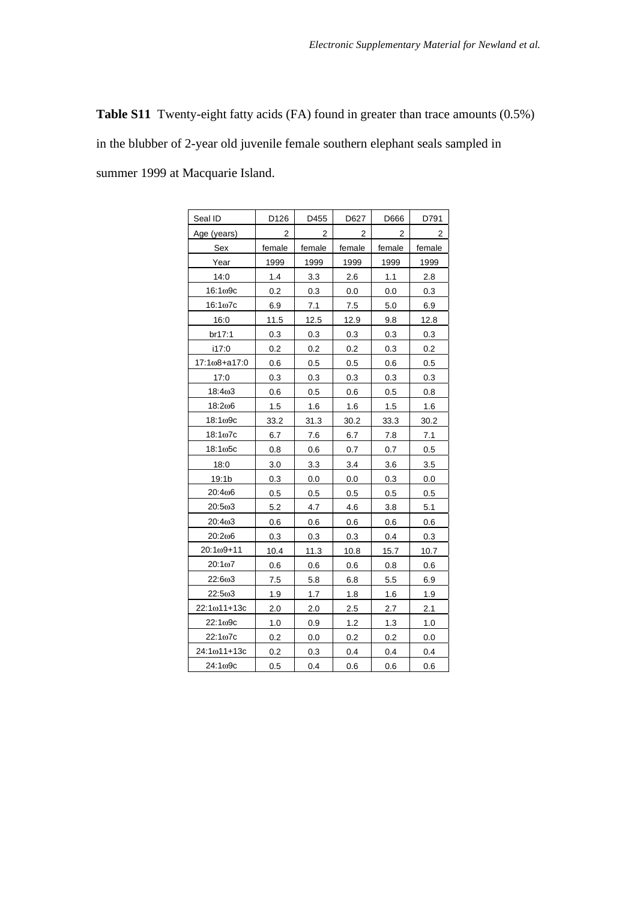**Table S11** Twenty-eight fatty acids (FA) found in greater than trace amounts (0.5%) in the blubber of 2-year old juvenile female southern elephant seals sampled in summer 1999 at Macquarie Island.

| Seal ID | D126 | D455 | D627 | D666 | D791 |
|---|---|---|---|---|---|
| Age (years) | 2 | 2 | 2 | 2 | 2 |
| Sex | female | female | female | female | female |
| Year | 1999 | 1999 | 1999 | 1999 | 1999 |
| 14:0 | 1.4 | 3.3 | 2.6 | 1.1 | 2.8 |
| 16:1ω9c | 0.2 | 0.3 | 0.0 | 0.0 | 0.3 |
| 16:1ω7c | 6.9 | 7.1 | 7.5 | 5.0 | 6.9 |
| 16:0 | 11.5 | 12.5 | 12.9 | 9.8 | 12.8 |
| br17:1 | 0.3 | 0.3 | 0.3 | 0.3 | 0.3 |
| i17:0 | 0.2 | 0.2 | 0.2 | 0.3 | 0.2 |
| 17:1ω8+a17:0 | 0.6 | 0.5 | 0.5 | 0.6 | 0.5 |
| 17:0 | 0.3 | 0.3 | 0.3 | 0.3 | 0.3 |
| 18:4ω3 | 0.6 | 0.5 | 0.6 | 0.5 | 0.8 |
| 18:2ω6 | 1.5 | 1.6 | 1.6 | 1.5 | 1.6 |
| 18:1ω9c | 33.2 | 31.3 | 30.2 | 33.3 | 30.2 |
| 18:1ω7c | 6.7 | 7.6 | 6.7 | 7.8 | 7.1 |
| 18:1ω5c | 0.8 | 0.6 | 0.7 | 0.7 | 0.5 |
| 18:0 | 3.0 | 3.3 | 3.4 | 3.6 | 3.5 |
| 19:1b | 0.3 | 0.0 | 0.0 | 0.3 | 0.0 |
| 20:4ω6 | 0.5 | 0.5 | 0.5 | 0.5 | 0.5 |
| 20:5ω3 | 5.2 | 4.7 | 4.6 | 3.8 | 5.1 |
| 20:4ω3 | 0.6 | 0.6 | 0.6 | 0.6 | 0.6 |
| 20:2ω6 | 0.3 | 0.3 | 0.3 | 0.4 | 0.3 |
| 20:1ω9+11 | 10.4 | 11.3 | 10.8 | 15.7 | 10.7 |
| 20:1ω7 | 0.6 | 0.6 | 0.6 | 0.8 | 0.6 |
| 22:6ω3 | 7.5 | 5.8 | 6.8 | 5.5 | 6.9 |
| 22:5ω3 | 1.9 | 1.7 | 1.8 | 1.6 | 1.9 |
| 22:1ω11+13c | 2.0 | 2.0 | 2.5 | 2.7 | 2.1 |
| 22:1ω9c | 1.0 | 0.9 | 1.2 | 1.3 | 1.0 |
| 22:1ω7c | 0.2 | 0.0 | 0.2 | 0.2 | 0.0 |
| 24:1ω11+13c | 0.2 | 0.3 | 0.4 | 0.4 | 0.4 |
| 24:1ω9c | 0.5 | 0.4 | 0.6 | 0.6 | 0.6 |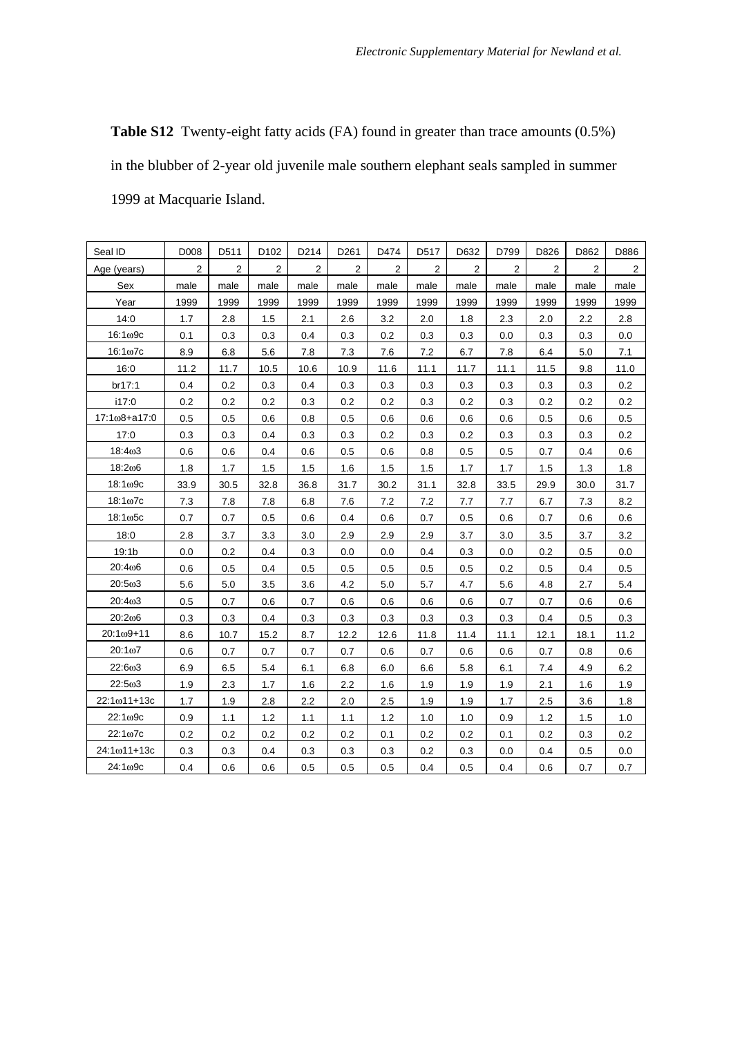**Table S12** Twenty-eight fatty acids (FA) found in greater than trace amounts (0.5%) in the blubber of 2-year old juvenile male southern elephant seals sampled in summer 1999 at Macquarie Island.

| Seal ID | D008 | D511 | D102 | D214 | D261 | D474 | D517 | D632 | D799 | D826 | D862 | D886 |
|---|---|---|---|---|---|---|---|---|---|---|---|---|
| Age (years) | 2 | 2 | 2 | 2 | 2 | 2 | 2 | 2 | 2 | 2 | 2 | 2 |
| Sex | male | male | male | male | male | male | male | male | male | male | male | male |
| Year | 1999 | 1999 | 1999 | 1999 | 1999 | 1999 | 1999 | 1999 | 1999 | 1999 | 1999 | 1999 |
| 14:0 | 1.7 | 2.8 | 1.5 | 2.1 | 2.6 | 3.2 | 2.0 | 1.8 | 2.3 | 2.0 | 2.2 | 2.8 |
| 16:1ω9c | 0.1 | 0.3 | 0.3 | 0.4 | 0.3 | 0.2 | 0.3 | 0.3 | 0.0 | 0.3 | 0.3 | 0.0 |
| 16:1ω7c | 8.9 | 6.8 | 5.6 | 7.8 | 7.3 | 7.6 | 7.2 | 6.7 | 7.8 | 6.4 | 5.0 | 7.1 |
| 16:0 | 11.2 | 11.7 | 10.5 | 10.6 | 10.9 | 11.6 | 11.1 | 11.7 | 11.1 | 11.5 | 9.8 | 11.0 |
| br17:1 | 0.4 | 0.2 | 0.3 | 0.4 | 0.3 | 0.3 | 0.3 | 0.3 | 0.3 | 0.3 | 0.3 | 0.2 |
| i17:0 | 0.2 | 0.2 | 0.2 | 0.3 | 0.2 | 0.2 | 0.3 | 0.2 | 0.3 | 0.2 | 0.2 | 0.2 |
| 17:1ω8+a17:0 | 0.5 | 0.5 | 0.6 | 0.8 | 0.5 | 0.6 | 0.6 | 0.6 | 0.6 | 0.5 | 0.6 | 0.5 |
| 17:0 | 0.3 | 0.3 | 0.4 | 0.3 | 0.3 | 0.2 | 0.3 | 0.2 | 0.3 | 0.3 | 0.3 | 0.2 |
| 18:4ω3 | 0.6 | 0.6 | 0.4 | 0.6 | 0.5 | 0.6 | 0.8 | 0.5 | 0.5 | 0.7 | 0.4 | 0.6 |
| 18:2ω6 | 1.8 | 1.7 | 1.5 | 1.5 | 1.6 | 1.5 | 1.5 | 1.7 | 1.7 | 1.5 | 1.3 | 1.8 |
| 18:1ω9c | 33.9 | 30.5 | 32.8 | 36.8 | 31.7 | 30.2 | 31.1 | 32.8 | 33.5 | 29.9 | 30.0 | 31.7 |
| 18:1ω7c | 7.3 | 7.8 | 7.8 | 6.8 | 7.6 | 7.2 | 7.2 | 7.7 | 7.7 | 6.7 | 7.3 | 8.2 |
| 18:1ω5c | 0.7 | 0.7 | 0.5 | 0.6 | 0.4 | 0.6 | 0.7 | 0.5 | 0.6 | 0.7 | 0.6 | 0.6 |
| 18:0 | 2.8 | 3.7 | 3.3 | 3.0 | 2.9 | 2.9 | 2.9 | 3.7 | 3.0 | 3.5 | 3.7 | 3.2 |
| 19:1b | 0.0 | 0.2 | 0.4 | 0.3 | 0.0 | 0.0 | 0.4 | 0.3 | 0.0 | 0.2 | 0.5 | 0.0 |
| 20:4ω6 | 0.6 | 0.5 | 0.4 | 0.5 | 0.5 | 0.5 | 0.5 | 0.5 | 0.2 | 0.5 | 0.4 | 0.5 |
| 20:5ω3 | 5.6 | 5.0 | 3.5 | 3.6 | 4.2 | 5.0 | 5.7 | 4.7 | 5.6 | 4.8 | 2.7 | 5.4 |
| 20:4ω3 | 0.5 | 0.7 | 0.6 | 0.7 | 0.6 | 0.6 | 0.6 | 0.6 | 0.7 | 0.7 | 0.6 | 0.6 |
| 20:2ω6 | 0.3 | 0.3 | 0.4 | 0.3 | 0.3 | 0.3 | 0.3 | 0.3 | 0.3 | 0.4 | 0.5 | 0.3 |
| 20:1ω9+11 | 8.6 | 10.7 | 15.2 | 8.7 | 12.2 | 12.6 | 11.8 | 11.4 | 11.1 | 12.1 | 18.1 | 11.2 |
| 20:1ω7 | 0.6 | 0.7 | 0.7 | 0.7 | 0.7 | 0.6 | 0.7 | 0.6 | 0.6 | 0.7 | 0.8 | 0.6 |
| 22:6ω3 | 6.9 | 6.5 | 5.4 | 6.1 | 6.8 | 6.0 | 6.6 | 5.8 | 6.1 | 7.4 | 4.9 | 6.2 |
| 22:5ω3 | 1.9 | 2.3 | 1.7 | 1.6 | 2.2 | 1.6 | 1.9 | 1.9 | 1.9 | 2.1 | 1.6 | 1.9 |
| 22:1ω11+13c | 1.7 | 1.9 | 2.8 | 2.2 | 2.0 | 2.5 | 1.9 | 1.9 | 1.7 | 2.5 | 3.6 | 1.8 |
| 22:1ω9c | 0.9 | 1.1 | 1.2 | 1.1 | 1.1 | 1.2 | 1.0 | 1.0 | 0.9 | 1.2 | 1.5 | 1.0 |
| 22:1ω7c | 0.2 | 0.2 | 0.2 | 0.2 | 0.2 | 0.1 | 0.2 | 0.2 | 0.1 | 0.2 | 0.3 | 0.2 |
| 24:1ω11+13c | 0.3 | 0.3 | 0.4 | 0.3 | 0.3 | 0.3 | 0.2 | 0.3 | 0.0 | 0.4 | 0.5 | 0.0 |
| 24:1ω9c | 0.4 | 0.6 | 0.6 | 0.5 | 0.5 | 0.5 | 0.4 | 0.5 | 0.4 | 0.6 | 0.7 | 0.7 |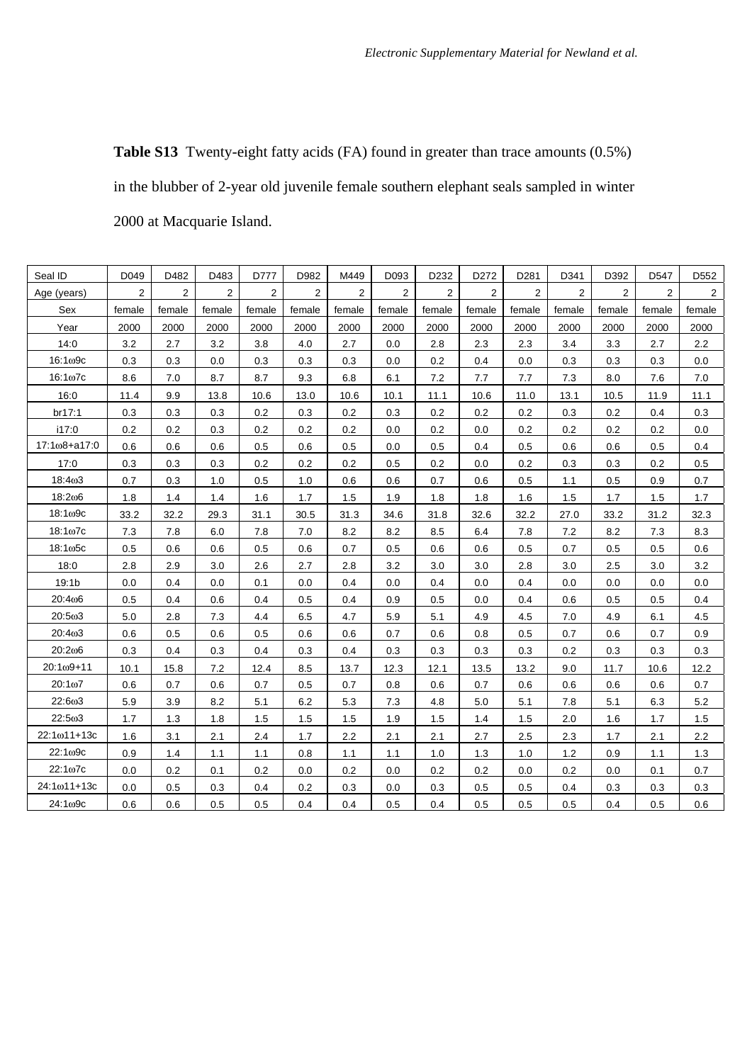**Table S13** Twenty-eight fatty acids (FA) found in greater than trace amounts (0.5%) in the blubber of 2-year old juvenile female southern elephant seals sampled in winter 2000 at Macquarie Island.

| Seal ID | D049 | D482 | D483 | D777 | D982 | M449 | D093 | D232 | D272 | D281 | D341 | D392 | D547 | D552 |
|---|---|---|---|---|---|---|---|---|---|---|---|---|---|---|
| Age (years) | 2 | 2 | 2 | 2 | 2 | 2 | 2 | 2 | 2 | 2 | 2 | 2 | 2 | 2 |
| Sex | female | female | female | female | female | female | female | female | female | female | female | female | female | female |
| Year | 2000 | 2000 | 2000 | 2000 | 2000 | 2000 | 2000 | 2000 | 2000 | 2000 | 2000 | 2000 | 2000 | 2000 |
| 14:0 | 3.2 | 2.7 | 3.2 | 3.8 | 4.0 | 2.7 | 0.0 | 2.8 | 2.3 | 2.3 | 3.4 | 3.3 | 2.7 | 2.2 |
| 16:1ω9c | 0.3 | 0.3 | 0.0 | 0.3 | 0.3 | 0.3 | 0.0 | 0.2 | 0.4 | 0.0 | 0.3 | 0.3 | 0.3 | 0.0 |
| 16:1ω7c | 8.6 | 7.0 | 8.7 | 8.7 | 9.3 | 6.8 | 6.1 | 7.2 | 7.7 | 7.7 | 7.3 | 8.0 | 7.6 | 7.0 |
| 16:0 | 11.4 | 9.9 | 13.8 | 10.6 | 13.0 | 10.6 | 10.1 | 11.1 | 10.6 | 11.0 | 13.1 | 10.5 | 11.9 | 11.1 |
| br17:1 | 0.3 | 0.3 | 0.3 | 0.2 | 0.3 | 0.2 | 0.3 | 0.2 | 0.2 | 0.2 | 0.3 | 0.2 | 0.4 | 0.3 |
| i17:0 | 0.2 | 0.2 | 0.3 | 0.2 | 0.2 | 0.2 | 0.0 | 0.2 | 0.0 | 0.2 | 0.2 | 0.2 | 0.2 | 0.0 |
| 17:1ω8+a17:0 | 0.6 | 0.6 | 0.6 | 0.5 | 0.6 | 0.5 | 0.0 | 0.5 | 0.4 | 0.5 | 0.6 | 0.6 | 0.5 | 0.4 |
| 17:0 | 0.3 | 0.3 | 0.3 | 0.2 | 0.2 | 0.2 | 0.5 | 0.2 | 0.0 | 0.2 | 0.3 | 0.3 | 0.2 | 0.5 |
| 18:4ω3 | 0.7 | 0.3 | 1.0 | 0.5 | 1.0 | 0.6 | 0.6 | 0.7 | 0.6 | 0.5 | 1.1 | 0.5 | 0.9 | 0.7 |
| 18:2ω6 | 1.8 | 1.4 | 1.4 | 1.6 | 1.7 | 1.5 | 1.9 | 1.8 | 1.8 | 1.6 | 1.5 | 1.7 | 1.5 | 1.7 |
| 18:1ω9c | 33.2 | 32.2 | 29.3 | 31.1 | 30.5 | 31.3 | 34.6 | 31.8 | 32.6 | 32.2 | 27.0 | 33.2 | 31.2 | 32.3 |
| 18:1ω7c | 7.3 | 7.8 | 6.0 | 7.8 | 7.0 | 8.2 | 8.2 | 8.5 | 6.4 | 7.8 | 7.2 | 8.2 | 7.3 | 8.3 |
| 18:1ω5c | 0.5 | 0.6 | 0.6 | 0.5 | 0.6 | 0.7 | 0.5 | 0.6 | 0.6 | 0.5 | 0.7 | 0.5 | 0.5 | 0.6 |
| 18:0 | 2.8 | 2.9 | 3.0 | 2.6 | 2.7 | 2.8 | 3.2 | 3.0 | 3.0 | 2.8 | 3.0 | 2.5 | 3.0 | 3.2 |
| 19:1b | 0.0 | 0.4 | 0.0 | 0.1 | 0.0 | 0.4 | 0.0 | 0.4 | 0.0 | 0.4 | 0.0 | 0.0 | 0.0 | 0.0 |
| 20:4ω6 | 0.5 | 0.4 | 0.6 | 0.4 | 0.5 | 0.4 | 0.9 | 0.5 | 0.0 | 0.4 | 0.6 | 0.5 | 0.5 | 0.4 |
| 20:5ω3 | 5.0 | 2.8 | 7.3 | 4.4 | 6.5 | 4.7 | 5.9 | 5.1 | 4.9 | 4.5 | 7.0 | 4.9 | 6.1 | 4.5 |
| 20:4ω3 | 0.6 | 0.5 | 0.6 | 0.5 | 0.6 | 0.6 | 0.7 | 0.6 | 0.8 | 0.5 | 0.7 | 0.6 | 0.7 | 0.9 |
| 20:2ω6 | 0.3 | 0.4 | 0.3 | 0.4 | 0.3 | 0.4 | 0.3 | 0.3 | 0.3 | 0.3 | 0.2 | 0.3 | 0.3 | 0.3 |
| 20:1ω9+11 | 10.1 | 15.8 | 7.2 | 12.4 | 8.5 | 13.7 | 12.3 | 12.1 | 13.5 | 13.2 | 9.0 | 11.7 | 10.6 | 12.2 |
| 20:1ω7 | 0.6 | 0.7 | 0.6 | 0.7 | 0.5 | 0.7 | 0.8 | 0.6 | 0.7 | 0.6 | 0.6 | 0.6 | 0.6 | 0.7 |
| 22:6ω3 | 5.9 | 3.9 | 8.2 | 5.1 | 6.2 | 5.3 | 7.3 | 4.8 | 5.0 | 5.1 | 7.8 | 5.1 | 6.3 | 5.2 |
| 22:5ω3 | 1.7 | 1.3 | 1.8 | 1.5 | 1.5 | 1.5 | 1.9 | 1.5 | 1.4 | 1.5 | 2.0 | 1.6 | 1.7 | 1.5 |
| 22:1ω11+13c | 1.6 | 3.1 | 2.1 | 2.4 | 1.7 | 2.2 | 2.1 | 2.1 | 2.7 | 2.5 | 2.3 | 1.7 | 2.1 | 2.2 |
| 22:1ω9c | 0.9 | 1.4 | 1.1 | 1.1 | 0.8 | 1.1 | 1.1 | 1.0 | 1.3 | 1.0 | 1.2 | 0.9 | 1.1 | 1.3 |
| 22:1ω7c | 0.0 | 0.2 | 0.1 | 0.2 | 0.0 | 0.2 | 0.0 | 0.2 | 0.2 | 0.0 | 0.2 | 0.0 | 0.1 | 0.7 |
| 24:1ω11+13c | 0.0 | 0.5 | 0.3 | 0.4 | 0.2 | 0.3 | 0.0 | 0.3 | 0.5 | 0.5 | 0.4 | 0.3 | 0.3 | 0.3 |
| 24:1ω9c | 0.6 | 0.6 | 0.5 | 0.5 | 0.4 | 0.4 | 0.5 | 0.4 | 0.5 | 0.5 | 0.5 | 0.4 | 0.5 | 0.6 |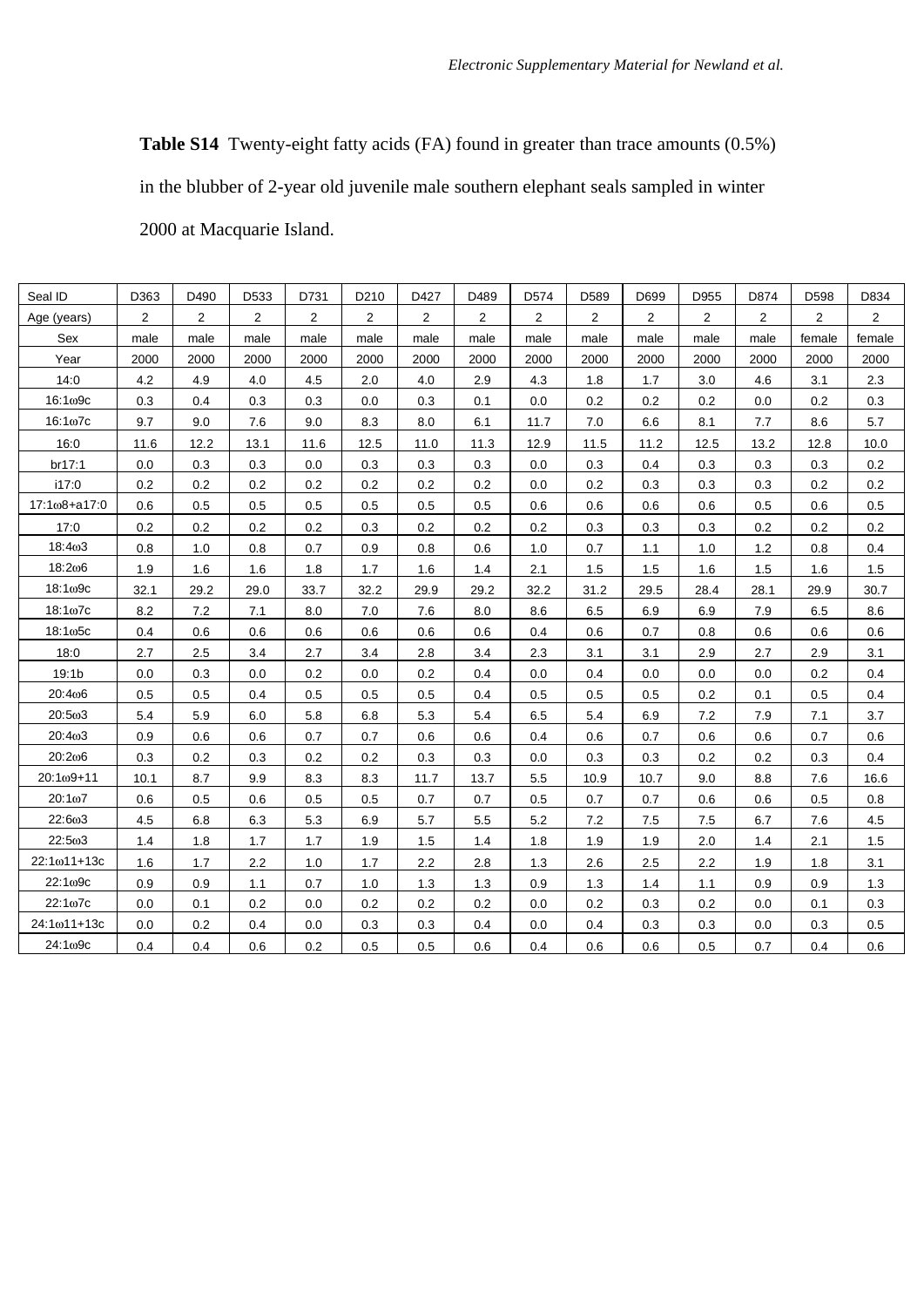**Table S14** Twenty-eight fatty acids (FA) found in greater than trace amounts (0.5%) in the blubber of 2-year old juvenile male southern elephant seals sampled in winter 2000 at Macquarie Island.

| Seal ID | D363 | D490 | D533 | D731 | D210 | D427 | D489 | D574 | D589 | D699 | D955 | D874 | D598 | D834 |
|---|---|---|---|---|---|---|---|---|---|---|---|---|---|---|
| Age (years) | 2 | 2 | 2 | 2 | 2 | 2 | 2 | 2 | 2 | 2 | 2 | 2 | 2 | 2 |
| Sex | male | male | male | male | male | male | male | male | male | male | male | male | female | female |
| Year | 2000 | 2000 | 2000 | 2000 | 2000 | 2000 | 2000 | 2000 | 2000 | 2000 | 2000 | 2000 | 2000 | 2000 |
| 14:0 | 4.2 | 4.9 | 4.0 | 4.5 | 2.0 | 4.0 | 2.9 | 4.3 | 1.8 | 1.7 | 3.0 | 4.6 | 3.1 | 2.3 |
| 16:1ω9c | 0.3 | 0.4 | 0.3 | 0.3 | 0.0 | 0.3 | 0.1 | 0.0 | 0.2 | 0.2 | 0.2 | 0.0 | 0.2 | 0.3 |
| 16:1ω7c | 9.7 | 9.0 | 7.6 | 9.0 | 8.3 | 8.0 | 6.1 | 11.7 | 7.0 | 6.6 | 8.1 | 7.7 | 8.6 | 5.7 |
| 16:0 | 11.6 | 12.2 | 13.1 | 11.6 | 12.5 | 11.0 | 11.3 | 12.9 | 11.5 | 11.2 | 12.5 | 13.2 | 12.8 | 10.0 |
| br17:1 | 0.0 | 0.3 | 0.3 | 0.0 | 0.3 | 0.3 | 0.3 | 0.0 | 0.3 | 0.4 | 0.3 | 0.3 | 0.3 | 0.2 |
| i17:0 | 0.2 | 0.2 | 0.2 | 0.2 | 0.2 | 0.2 | 0.2 | 0.0 | 0.2 | 0.3 | 0.3 | 0.3 | 0.2 | 0.2 |
| 17:1ω8+a17:0 | 0.6 | 0.5 | 0.5 | 0.5 | 0.5 | 0.5 | 0.5 | 0.6 | 0.6 | 0.6 | 0.6 | 0.5 | 0.6 | 0.5 |
| 17:0 | 0.2 | 0.2 | 0.2 | 0.2 | 0.3 | 0.2 | 0.2 | 0.2 | 0.3 | 0.3 | 0.3 | 0.2 | 0.2 | 0.2 |
| 18:4ω3 | 0.8 | 1.0 | 0.8 | 0.7 | 0.9 | 0.8 | 0.6 | 1.0 | 0.7 | 1.1 | 1.0 | 1.2 | 0.8 | 0.4 |
| 18:2ω6 | 1.9 | 1.6 | 1.6 | 1.8 | 1.7 | 1.6 | 1.4 | 2.1 | 1.5 | 1.5 | 1.6 | 1.5 | 1.6 | 1.5 |
| 18:1ω9c | 32.1 | 29.2 | 29.0 | 33.7 | 32.2 | 29.9 | 29.2 | 32.2 | 31.2 | 29.5 | 28.4 | 28.1 | 29.9 | 30.7 |
| 18:1ω7c | 8.2 | 7.2 | 7.1 | 8.0 | 7.0 | 7.6 | 8.0 | 8.6 | 6.5 | 6.9 | 6.9 | 7.9 | 6.5 | 8.6 |
| 18:1ω5c | 0.4 | 0.6 | 0.6 | 0.6 | 0.6 | 0.6 | 0.6 | 0.4 | 0.6 | 0.7 | 0.8 | 0.6 | 0.6 | 0.6 |
| 18:0 | 2.7 | 2.5 | 3.4 | 2.7 | 3.4 | 2.8 | 3.4 | 2.3 | 3.1 | 3.1 | 2.9 | 2.7 | 2.9 | 3.1 |
| 19:1b | 0.0 | 0.3 | 0.0 | 0.2 | 0.0 | 0.2 | 0.4 | 0.0 | 0.4 | 0.0 | 0.0 | 0.0 | 0.2 | 0.4 |
| 20:4ω6 | 0.5 | 0.5 | 0.4 | 0.5 | 0.5 | 0.5 | 0.4 | 0.5 | 0.5 | 0.5 | 0.2 | 0.1 | 0.5 | 0.4 |
| 20:5ω3 | 5.4 | 5.9 | 6.0 | 5.8 | 6.8 | 5.3 | 5.4 | 6.5 | 5.4 | 6.9 | 7.2 | 7.9 | 7.1 | 3.7 |
| 20:4ω3 | 0.9 | 0.6 | 0.6 | 0.7 | 0.7 | 0.6 | 0.6 | 0.4 | 0.6 | 0.7 | 0.6 | 0.6 | 0.7 | 0.6 |
| 20:2ω6 | 0.3 | 0.2 | 0.3 | 0.2 | 0.2 | 0.3 | 0.3 | 0.0 | 0.3 | 0.3 | 0.2 | 0.2 | 0.3 | 0.4 |
| 20:1ω9+11 | 10.1 | 8.7 | 9.9 | 8.3 | 8.3 | 11.7 | 13.7 | 5.5 | 10.9 | 10.7 | 9.0 | 8.8 | 7.6 | 16.6 |
| 20:1ω7 | 0.6 | 0.5 | 0.6 | 0.5 | 0.5 | 0.7 | 0.7 | 0.5 | 0.7 | 0.7 | 0.6 | 0.6 | 0.5 | 0.8 |
| 22:6ω3 | 4.5 | 6.8 | 6.3 | 5.3 | 6.9 | 5.7 | 5.5 | 5.2 | 7.2 | 7.5 | 7.5 | 6.7 | 7.6 | 4.5 |
| 22:5ω3 | 1.4 | 1.8 | 1.7 | 1.7 | 1.9 | 1.5 | 1.4 | 1.8 | 1.9 | 1.9 | 2.0 | 1.4 | 2.1 | 1.5 |
| 22:1ω11+13c | 1.6 | 1.7 | 2.2 | 1.0 | 1.7 | 2.2 | 2.8 | 1.3 | 2.6 | 2.5 | 2.2 | 1.9 | 1.8 | 3.1 |
| 22:1ω9c | 0.9 | 0.9 | 1.1 | 0.7 | 1.0 | 1.3 | 1.3 | 0.9 | 1.3 | 1.4 | 1.1 | 0.9 | 0.9 | 1.3 |
| 22:1ω7c | 0.0 | 0.1 | 0.2 | 0.0 | 0.2 | 0.2 | 0.2 | 0.0 | 0.2 | 0.3 | 0.2 | 0.0 | 0.1 | 0.3 |
| 24:1ω11+13c | 0.0 | 0.2 | 0.4 | 0.0 | 0.3 | 0.3 | 0.4 | 0.0 | 0.4 | 0.3 | 0.3 | 0.0 | 0.3 | 0.5 |
| 24:1ω9c | 0.4 | 0.4 | 0.6 | 0.2 | 0.5 | 0.5 | 0.6 | 0.4 | 0.6 | 0.6 | 0.5 | 0.7 | 0.4 | 0.6 |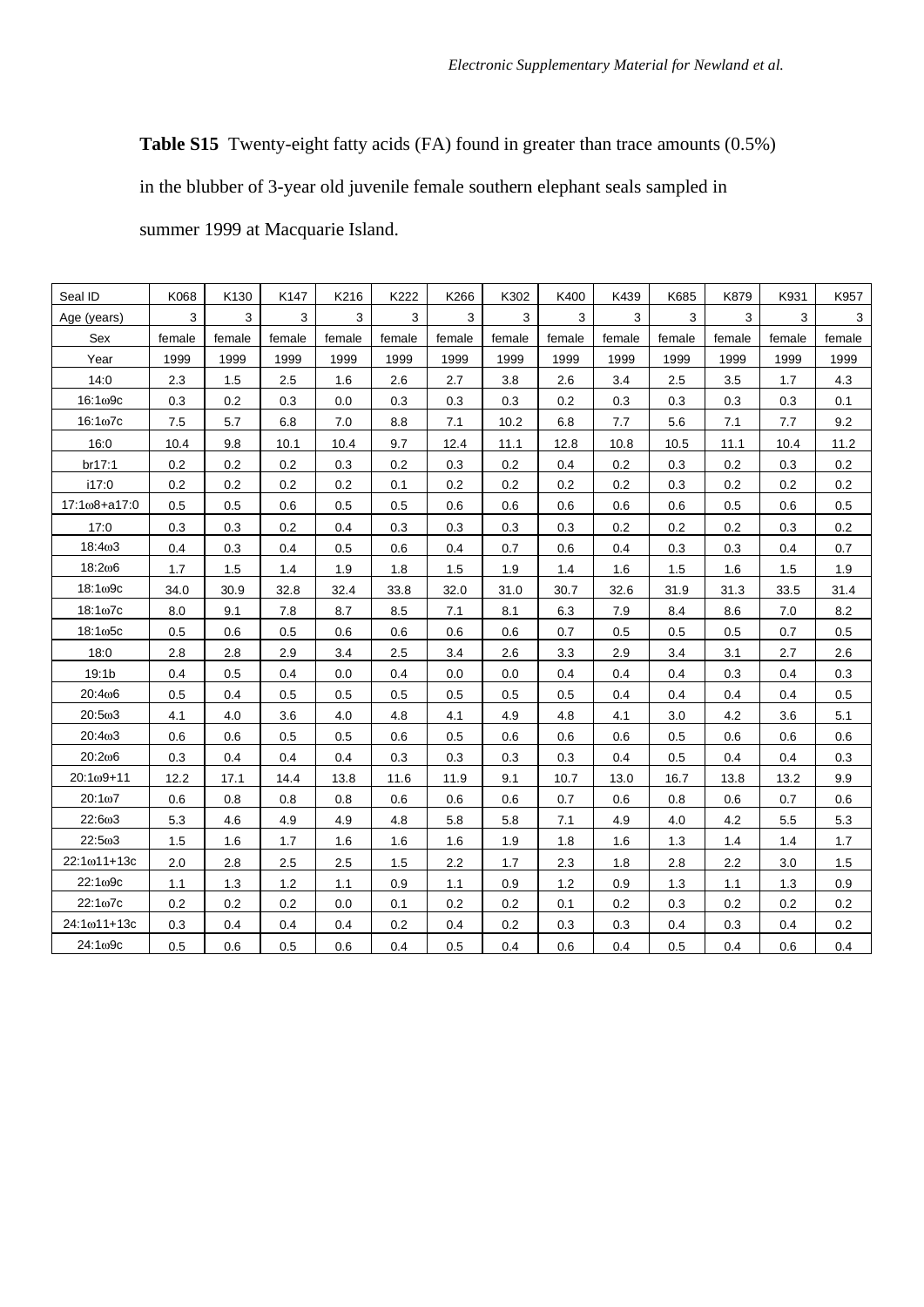**Table S15** Twenty-eight fatty acids (FA) found in greater than trace amounts (0.5%) in the blubber of 3-year old juvenile female southern elephant seals sampled in summer 1999 at Macquarie Island.

| Seal ID | K068 | K130 | K147 | K216 | K222 | K266 | K302 | K400 | K439 | K685 | K879 | K931 | K957 |
|---|---|---|---|---|---|---|---|---|---|---|---|---|---|
| Age (years) | 3 | 3 | 3 | 3 | 3 | 3 | 3 | 3 | 3 | 3 | 3 | 3 | 3 |
| Sex | female | female | female | female | female | female | female | female | female | female | female | female | female |
| Year | 1999 | 1999 | 1999 | 1999 | 1999 | 1999 | 1999 | 1999 | 1999 | 1999 | 1999 | 1999 | 1999 |
| 14:0 | 2.3 | 1.5 | 2.5 | 1.6 | 2.6 | 2.7 | 3.8 | 2.6 | 3.4 | 2.5 | 3.5 | 1.7 | 4.3 |
| 16:1ω9c | 0.3 | 0.2 | 0.3 | 0.0 | 0.3 | 0.3 | 0.3 | 0.2 | 0.3 | 0.3 | 0.3 | 0.3 | 0.1 |
| 16:1ω7c | 7.5 | 5.7 | 6.8 | 7.0 | 8.8 | 7.1 | 10.2 | 6.8 | 7.7 | 5.6 | 7.1 | 7.7 | 9.2 |
| 16:0 | 10.4 | 9.8 | 10.1 | 10.4 | 9.7 | 12.4 | 11.1 | 12.8 | 10.8 | 10.5 | 11.1 | 10.4 | 11.2 |
| br17:1 | 0.2 | 0.2 | 0.2 | 0.3 | 0.2 | 0.3 | 0.2 | 0.4 | 0.2 | 0.3 | 0.2 | 0.3 | 0.2 |
| i17:0 | 0.2 | 0.2 | 0.2 | 0.2 | 0.1 | 0.2 | 0.2 | 0.2 | 0.2 | 0.3 | 0.2 | 0.2 | 0.2 |
| 17:1ω8+a17:0 | 0.5 | 0.5 | 0.6 | 0.5 | 0.5 | 0.6 | 0.6 | 0.6 | 0.6 | 0.6 | 0.5 | 0.6 | 0.5 |
| 17:0 | 0.3 | 0.3 | 0.2 | 0.4 | 0.3 | 0.3 | 0.3 | 0.3 | 0.2 | 0.2 | 0.2 | 0.3 | 0.2 |
| 18:4ω3 | 0.4 | 0.3 | 0.4 | 0.5 | 0.6 | 0.4 | 0.7 | 0.6 | 0.4 | 0.3 | 0.3 | 0.4 | 0.7 |
| 18:2ω6 | 1.7 | 1.5 | 1.4 | 1.9 | 1.8 | 1.5 | 1.9 | 1.4 | 1.6 | 1.5 | 1.6 | 1.5 | 1.9 |
| 18:1ω9c | 34.0 | 30.9 | 32.8 | 32.4 | 33.8 | 32.0 | 31.0 | 30.7 | 32.6 | 31.9 | 31.3 | 33.5 | 31.4 |
| 18:1ω7c | 8.0 | 9.1 | 7.8 | 8.7 | 8.5 | 7.1 | 8.1 | 6.3 | 7.9 | 8.4 | 8.6 | 7.0 | 8.2 |
| 18:1ω5c | 0.5 | 0.6 | 0.5 | 0.6 | 0.6 | 0.6 | 0.6 | 0.7 | 0.5 | 0.5 | 0.5 | 0.7 | 0.5 |
| 18:0 | 2.8 | 2.8 | 2.9 | 3.4 | 2.5 | 3.4 | 2.6 | 3.3 | 2.9 | 3.4 | 3.1 | 2.7 | 2.6 |
| 19:1b | 0.4 | 0.5 | 0.4 | 0.0 | 0.4 | 0.0 | 0.0 | 0.4 | 0.4 | 0.4 | 0.3 | 0.4 | 0.3 |
| 20:4ω6 | 0.5 | 0.4 | 0.5 | 0.5 | 0.5 | 0.5 | 0.5 | 0.5 | 0.4 | 0.4 | 0.4 | 0.4 | 0.5 |
| 20:5ω3 | 4.1 | 4.0 | 3.6 | 4.0 | 4.8 | 4.1 | 4.9 | 4.8 | 4.1 | 3.0 | 4.2 | 3.6 | 5.1 |
| 20:4ω3 | 0.6 | 0.6 | 0.5 | 0.5 | 0.6 | 0.5 | 0.6 | 0.6 | 0.6 | 0.5 | 0.6 | 0.6 | 0.6 |
| 20:2ω6 | 0.3 | 0.4 | 0.4 | 0.4 | 0.3 | 0.3 | 0.3 | 0.3 | 0.4 | 0.5 | 0.4 | 0.4 | 0.3 |
| 20:1ω9+11 | 12.2 | 17.1 | 14.4 | 13.8 | 11.6 | 11.9 | 9.1 | 10.7 | 13.0 | 16.7 | 13.8 | 13.2 | 9.9 |
| 20:1ω7 | 0.6 | 0.8 | 0.8 | 0.8 | 0.6 | 0.6 | 0.6 | 0.7 | 0.6 | 0.8 | 0.6 | 0.7 | 0.6 |
| 22:6ω3 | 5.3 | 4.6 | 4.9 | 4.9 | 4.8 | 5.8 | 5.8 | 7.1 | 4.9 | 4.0 | 4.2 | 5.5 | 5.3 |
| 22:5ω3 | 1.5 | 1.6 | 1.7 | 1.6 | 1.6 | 1.6 | 1.9 | 1.8 | 1.6 | 1.3 | 1.4 | 1.4 | 1.7 |
| 22:1ω11+13c | 2.0 | 2.8 | 2.5 | 2.5 | 1.5 | 2.2 | 1.7 | 2.3 | 1.8 | 2.8 | 2.2 | 3.0 | 1.5 |
| 22:1ω9c | 1.1 | 1.3 | 1.2 | 1.1 | 0.9 | 1.1 | 0.9 | 1.2 | 0.9 | 1.3 | 1.1 | 1.3 | 0.9 |
| 22:1ω7c | 0.2 | 0.2 | 0.2 | 0.0 | 0.1 | 0.2 | 0.2 | 0.1 | 0.2 | 0.3 | 0.2 | 0.2 | 0.2 |
| 24:1ω11+13c | 0.3 | 0.4 | 0.4 | 0.4 | 0.2 | 0.4 | 0.2 | 0.3 | 0.3 | 0.4 | 0.3 | 0.4 | 0.2 |
| 24:1ω9c | 0.5 | 0.6 | 0.5 | 0.6 | 0.4 | 0.5 | 0.4 | 0.6 | 0.4 | 0.5 | 0.4 | 0.6 | 0.4 |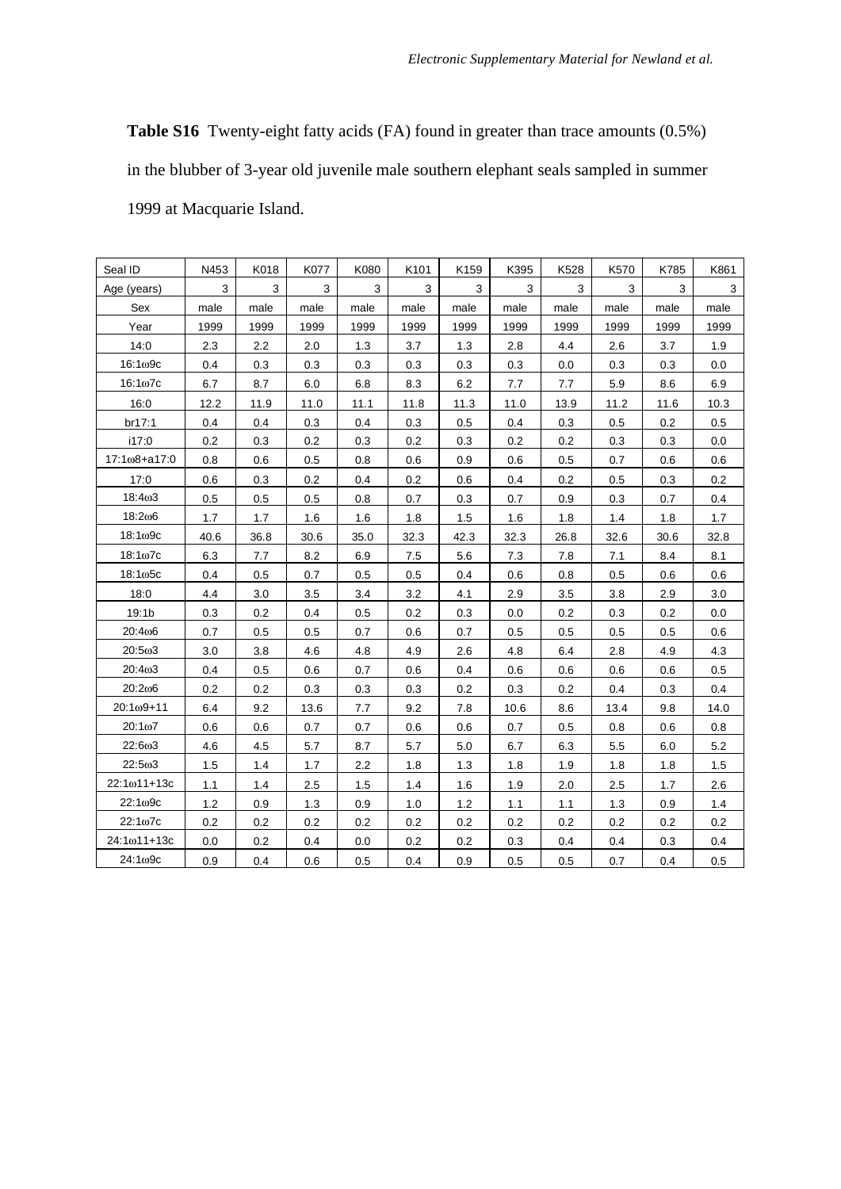**Table S16** Twenty-eight fatty acids (FA) found in greater than trace amounts (0.5%) in the blubber of 3-year old juvenile male southern elephant seals sampled in summer 1999 at Macquarie Island.

| Seal ID | N453 | K018 | K077 | K080 | K101 | K159 | K395 | K528 | K570 | K785 | K861 |
|---|---|---|---|---|---|---|---|---|---|---|---|
| Age (years) | 3 | 3 | 3 | 3 | 3 | 3 | 3 | 3 | 3 | 3 | 3 |
| Sex | male | male | male | male | male | male | male | male | male | male | male |
| Year | 1999 | 1999 | 1999 | 1999 | 1999 | 1999 | 1999 | 1999 | 1999 | 1999 | 1999 |
| 14:0 | 2.3 | 2.2 | 2.0 | 1.3 | 3.7 | 1.3 | 2.8 | 4.4 | 2.6 | 3.7 | 1.9 |
| 16:1ω9c | 0.4 | 0.3 | 0.3 | 0.3 | 0.3 | 0.3 | 0.3 | 0.0 | 0.3 | 0.3 | 0.0 |
| 16:1ω7c | 6.7 | 8.7 | 6.0 | 6.8 | 8.3 | 6.2 | 7.7 | 7.7 | 5.9 | 8.6 | 6.9 |
| 16:0 | 12.2 | 11.9 | 11.0 | 11.1 | 11.8 | 11.3 | 11.0 | 13.9 | 11.2 | 11.6 | 10.3 |
| br17:1 | 0.4 | 0.4 | 0.3 | 0.4 | 0.3 | 0.5 | 0.4 | 0.3 | 0.5 | 0.2 | 0.5 |
| i17:0 | 0.2 | 0.3 | 0.2 | 0.3 | 0.2 | 0.3 | 0.2 | 0.2 | 0.3 | 0.3 | 0.0 |
| 17:1ω8+a17:0 | 0.8 | 0.6 | 0.5 | 0.8 | 0.6 | 0.9 | 0.6 | 0.5 | 0.7 | 0.6 | 0.6 |
| 17:0 | 0.6 | 0.3 | 0.2 | 0.4 | 0.2 | 0.6 | 0.4 | 0.2 | 0.5 | 0.3 | 0.2 |
| 18:4ω3 | 0.5 | 0.5 | 0.5 | 0.8 | 0.7 | 0.3 | 0.7 | 0.9 | 0.3 | 0.7 | 0.4 |
| 18:2ω6 | 1.7 | 1.7 | 1.6 | 1.6 | 1.8 | 1.5 | 1.6 | 1.8 | 1.4 | 1.8 | 1.7 |
| 18:1ω9c | 40.6 | 36.8 | 30.6 | 35.0 | 32.3 | 42.3 | 32.3 | 26.8 | 32.6 | 30.6 | 32.8 |
| 18:1ω7c | 6.3 | 7.7 | 8.2 | 6.9 | 7.5 | 5.6 | 7.3 | 7.8 | 7.1 | 8.4 | 8.1 |
| 18:1ω5c | 0.4 | 0.5 | 0.7 | 0.5 | 0.5 | 0.4 | 0.6 | 0.8 | 0.5 | 0.6 | 0.6 |
| 18:0 | 4.4 | 3.0 | 3.5 | 3.4 | 3.2 | 4.1 | 2.9 | 3.5 | 3.8 | 2.9 | 3.0 |
| 19:1b | 0.3 | 0.2 | 0.4 | 0.5 | 0.2 | 0.3 | 0.0 | 0.2 | 0.3 | 0.2 | 0.0 |
| 20:4ω6 | 0.7 | 0.5 | 0.5 | 0.7 | 0.6 | 0.7 | 0.5 | 0.5 | 0.5 | 0.5 | 0.6 |
| 20:5ω3 | 3.0 | 3.8 | 4.6 | 4.8 | 4.9 | 2.6 | 4.8 | 6.4 | 2.8 | 4.9 | 4.3 |
| 20:4ω3 | 0.4 | 0.5 | 0.6 | 0.7 | 0.6 | 0.4 | 0.6 | 0.6 | 0.6 | 0.6 | 0.5 |
| 20:2ω6 | 0.2 | 0.2 | 0.3 | 0.3 | 0.3 | 0.2 | 0.3 | 0.2 | 0.4 | 0.3 | 0.4 |
| 20:1ω9+11 | 6.4 | 9.2 | 13.6 | 7.7 | 9.2 | 7.8 | 10.6 | 8.6 | 13.4 | 9.8 | 14.0 |
| 20:1ω7 | 0.6 | 0.6 | 0.7 | 0.7 | 0.6 | 0.6 | 0.7 | 0.5 | 0.8 | 0.6 | 0.8 |
| 22:6ω3 | 4.6 | 4.5 | 5.7 | 8.7 | 5.7 | 5.0 | 6.7 | 6.3 | 5.5 | 6.0 | 5.2 |
| 22:5ω3 | 1.5 | 1.4 | 1.7 | 2.2 | 1.8 | 1.3 | 1.8 | 1.9 | 1.8 | 1.8 | 1.5 |
| 22:1ω11+13c | 1.1 | 1.4 | 2.5 | 1.5 | 1.4 | 1.6 | 1.9 | 2.0 | 2.5 | 1.7 | 2.6 |
| 22:1ω9c | 1.2 | 0.9 | 1.3 | 0.9 | 1.0 | 1.2 | 1.1 | 1.1 | 1.3 | 0.9 | 1.4 |
| 22:1ω7c | 0.2 | 0.2 | 0.2 | 0.2 | 0.2 | 0.2 | 0.2 | 0.2 | 0.2 | 0.2 | 0.2 |
| 24:1ω11+13c | 0.0 | 0.2 | 0.4 | 0.0 | 0.2 | 0.2 | 0.3 | 0.4 | 0.4 | 0.3 | 0.4 |
| 24:1ω9c | 0.9 | 0.4 | 0.6 | 0.5 | 0.4 | 0.9 | 0.5 | 0.5 | 0.7 | 0.4 | 0.5 |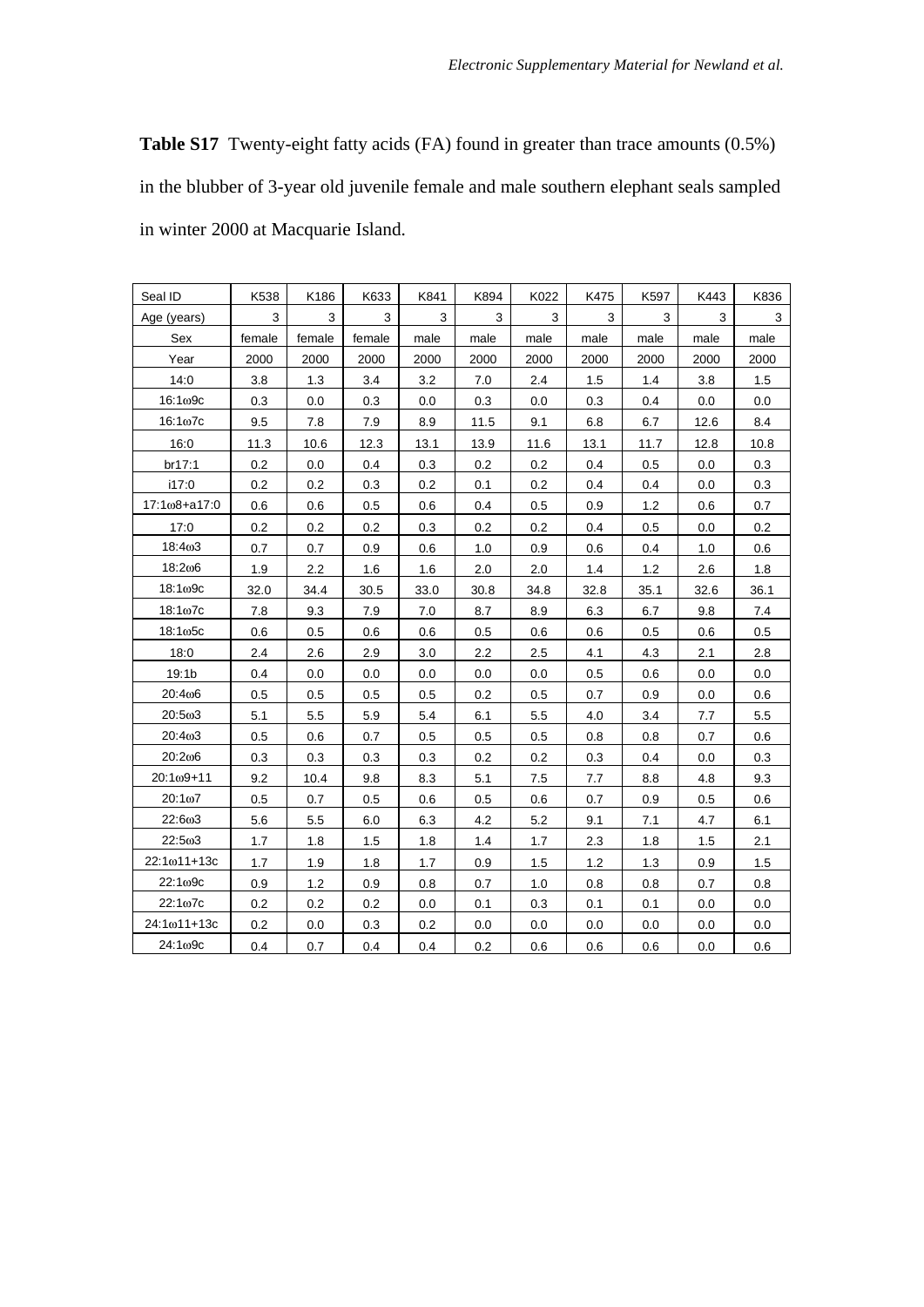**Table S17** Twenty-eight fatty acids (FA) found in greater than trace amounts (0.5%) in the blubber of 3-year old juvenile female and male southern elephant seals sampled in winter 2000 at Macquarie Island.

| Seal ID | K538 | K186 | K633 | K841 | K894 | K022 | K475 | K597 | K443 | K836 |
|---|---|---|---|---|---|---|---|---|---|---|
| Age (years) | 3 | 3 | 3 | 3 | 3 | 3 | 3 | 3 | 3 | 3 |
| Sex | female | female | female | male | male | male | male | male | male | male |
| Year | 2000 | 2000 | 2000 | 2000 | 2000 | 2000 | 2000 | 2000 | 2000 | 2000 |
| 14:0 | 3.8 | 1.3 | 3.4 | 3.2 | 7.0 | 2.4 | 1.5 | 1.4 | 3.8 | 1.5 |
| 16:1ω9c | 0.3 | 0.0 | 0.3 | 0.0 | 0.3 | 0.0 | 0.3 | 0.4 | 0.0 | 0.0 |
| 16:1ω7c | 9.5 | 7.8 | 7.9 | 8.9 | 11.5 | 9.1 | 6.8 | 6.7 | 12.6 | 8.4 |
| 16:0 | 11.3 | 10.6 | 12.3 | 13.1 | 13.9 | 11.6 | 13.1 | 11.7 | 12.8 | 10.8 |
| br17:1 | 0.2 | 0.0 | 0.4 | 0.3 | 0.2 | 0.2 | 0.4 | 0.5 | 0.0 | 0.3 |
| i17:0 | 0.2 | 0.2 | 0.3 | 0.2 | 0.1 | 0.2 | 0.4 | 0.4 | 0.0 | 0.3 |
| 17:1ω8+a17:0 | 0.6 | 0.6 | 0.5 | 0.6 | 0.4 | 0.5 | 0.9 | 1.2 | 0.6 | 0.7 |
| 17:0 | 0.2 | 0.2 | 0.2 | 0.3 | 0.2 | 0.2 | 0.4 | 0.5 | 0.0 | 0.2 |
| 18:4ω3 | 0.7 | 0.7 | 0.9 | 0.6 | 1.0 | 0.9 | 0.6 | 0.4 | 1.0 | 0.6 |
| 18:2ω6 | 1.9 | 2.2 | 1.6 | 1.6 | 2.0 | 2.0 | 1.4 | 1.2 | 2.6 | 1.8 |
| 18:1ω9c | 32.0 | 34.4 | 30.5 | 33.0 | 30.8 | 34.8 | 32.8 | 35.1 | 32.6 | 36.1 |
| 18:1ω7c | 7.8 | 9.3 | 7.9 | 7.0 | 8.7 | 8.9 | 6.3 | 6.7 | 9.8 | 7.4 |
| 18:1ω5c | 0.6 | 0.5 | 0.6 | 0.6 | 0.5 | 0.6 | 0.6 | 0.5 | 0.6 | 0.5 |
| 18:0 | 2.4 | 2.6 | 2.9 | 3.0 | 2.2 | 2.5 | 4.1 | 4.3 | 2.1 | 2.8 |
| 19:1b | 0.4 | 0.0 | 0.0 | 0.0 | 0.0 | 0.0 | 0.5 | 0.6 | 0.0 | 0.0 |
| 20:4ω6 | 0.5 | 0.5 | 0.5 | 0.5 | 0.2 | 0.5 | 0.7 | 0.9 | 0.0 | 0.6 |
| 20:5ω3 | 5.1 | 5.5 | 5.9 | 5.4 | 6.1 | 5.5 | 4.0 | 3.4 | 7.7 | 5.5 |
| 20:4ω3 | 0.5 | 0.6 | 0.7 | 0.5 | 0.5 | 0.5 | 0.8 | 0.8 | 0.7 | 0.6 |
| 20:2ω6 | 0.3 | 0.3 | 0.3 | 0.3 | 0.2 | 0.2 | 0.3 | 0.4 | 0.0 | 0.3 |
| 20:1ω9+11 | 9.2 | 10.4 | 9.8 | 8.3 | 5.1 | 7.5 | 7.7 | 8.8 | 4.8 | 9.3 |
| 20:1ω7 | 0.5 | 0.7 | 0.5 | 0.6 | 0.5 | 0.6 | 0.7 | 0.9 | 0.5 | 0.6 |
| 22:6ω3 | 5.6 | 5.5 | 6.0 | 6.3 | 4.2 | 5.2 | 9.1 | 7.1 | 4.7 | 6.1 |
| 22:5ω3 | 1.7 | 1.8 | 1.5 | 1.8 | 1.4 | 1.7 | 2.3 | 1.8 | 1.5 | 2.1 |
| 22:1ω11+13c | 1.7 | 1.9 | 1.8 | 1.7 | 0.9 | 1.5 | 1.2 | 1.3 | 0.9 | 1.5 |
| 22:1ω9c | 0.9 | 1.2 | 0.9 | 0.8 | 0.7 | 1.0 | 0.8 | 0.8 | 0.7 | 0.8 |
| 22:1ω7c | 0.2 | 0.2 | 0.2 | 0.0 | 0.1 | 0.3 | 0.1 | 0.1 | 0.0 | 0.0 |
| 24:1ω11+13c | 0.2 | 0.0 | 0.3 | 0.2 | 0.0 | 0.0 | 0.0 | 0.0 | 0.0 | 0.0 |
| 24:1ω9c | 0.4 | 0.7 | 0.4 | 0.4 | 0.2 | 0.6 | 0.6 | 0.6 | 0.0 | 0.6 |